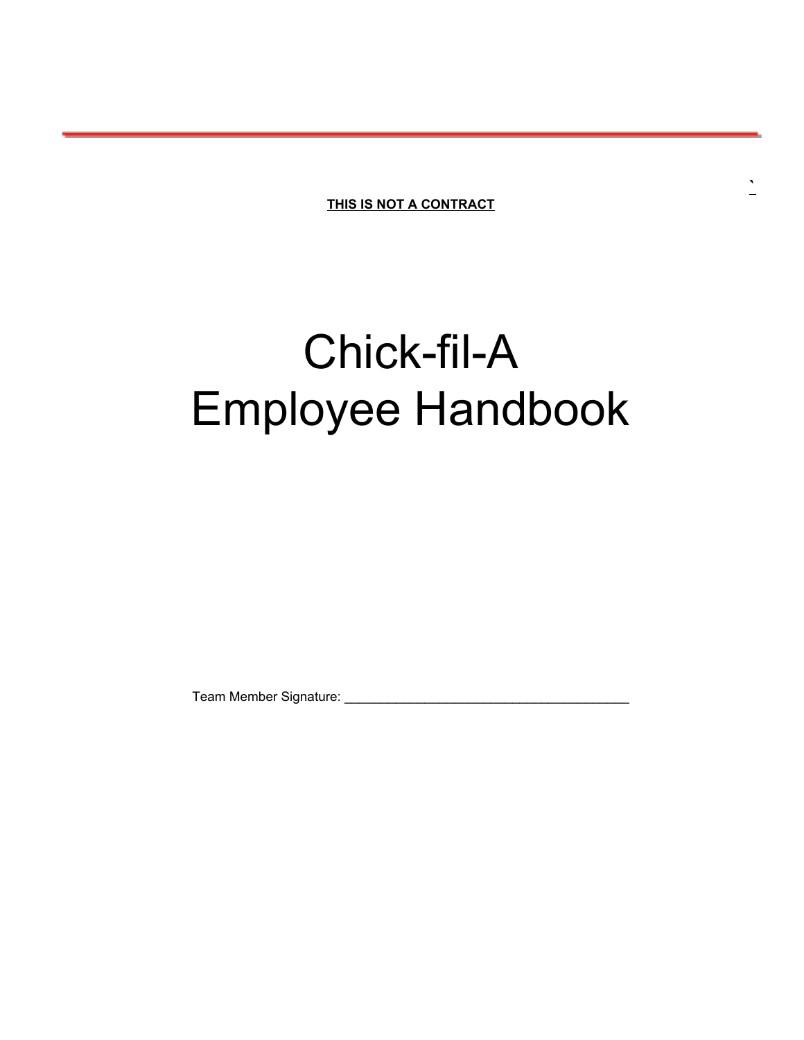**THIS IS NOT A CONTRACT**

# Chick-fil-A Employee Handbook

Team Member Signature: _______________________________________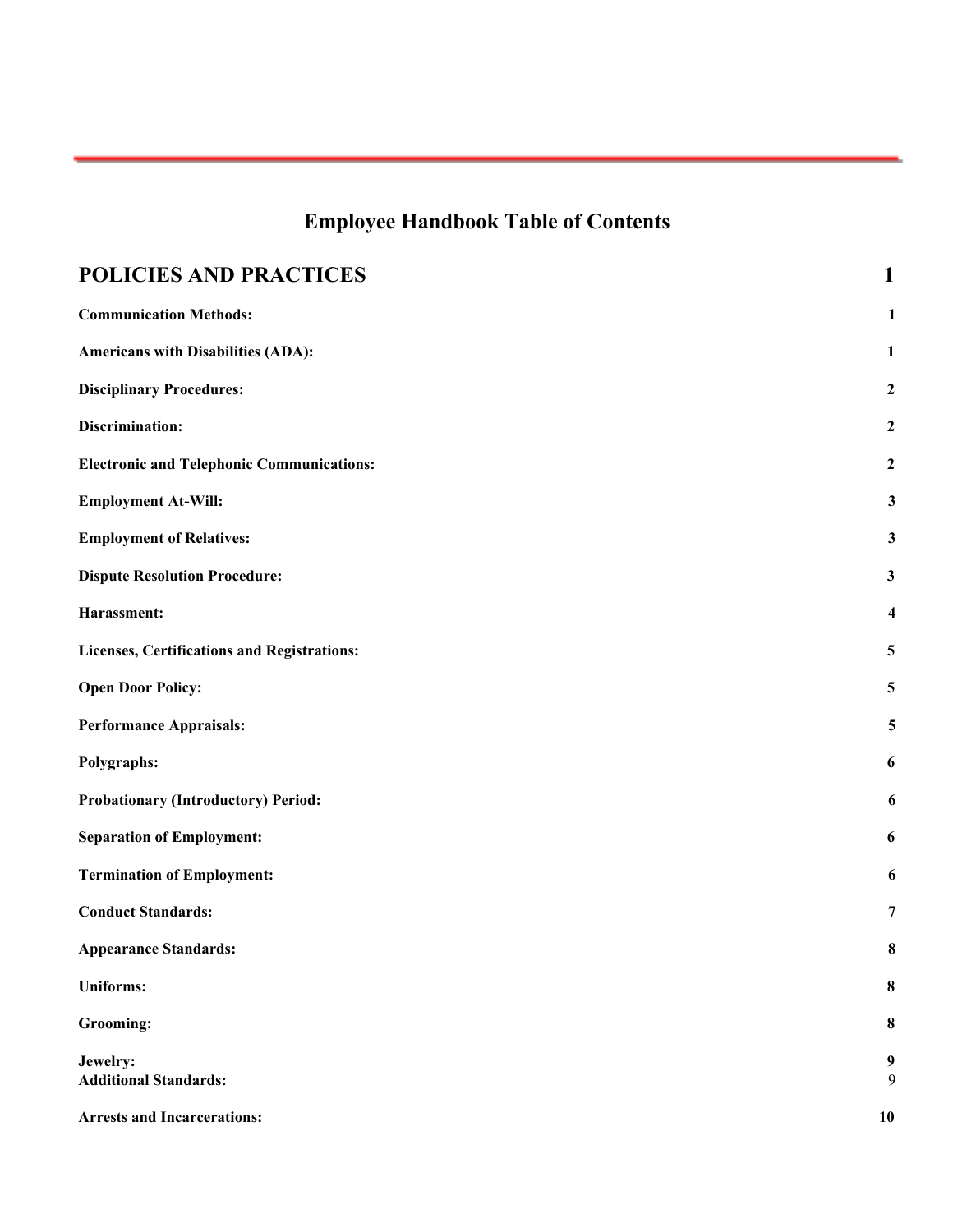# Employee Handbook Table of Contents

| POLICIES AND PRACTICES | 1 |
| --- | --- |
| Communication Methods: | 1 |
| Americans with Disabilities (ADA): | 1 |
| Disciplinary Procedures: | 2 |
| Discrimination: | 2 |
| Electronic and Telephonic Communications: | 2 |
| Employment At-Will: | 3 |
| Employment of Relatives: | 3 |
| Dispute Resolution Procedure: | 3 |
| Harassment: | 4 |
| Licenses, Certifications and Registrations: | 5 |
| Open Door Policy: | 5 |
| Performance Appraisals: | 5 |
| Polygraphs: | 6 |
| Probationary (Introductory) Period: | 6 |
| Separation of Employment: | 6 |
| Termination of Employment: | 6 |
| Conduct Standards: | 7 |
| Appearance Standards: | 8 |
| Uniforms: | 8 |
| Grooming: | 8 |
| Jewelry: | 9 |
| Additional Standards: | 9 |
| Arrests and Incarcerations: | 10 |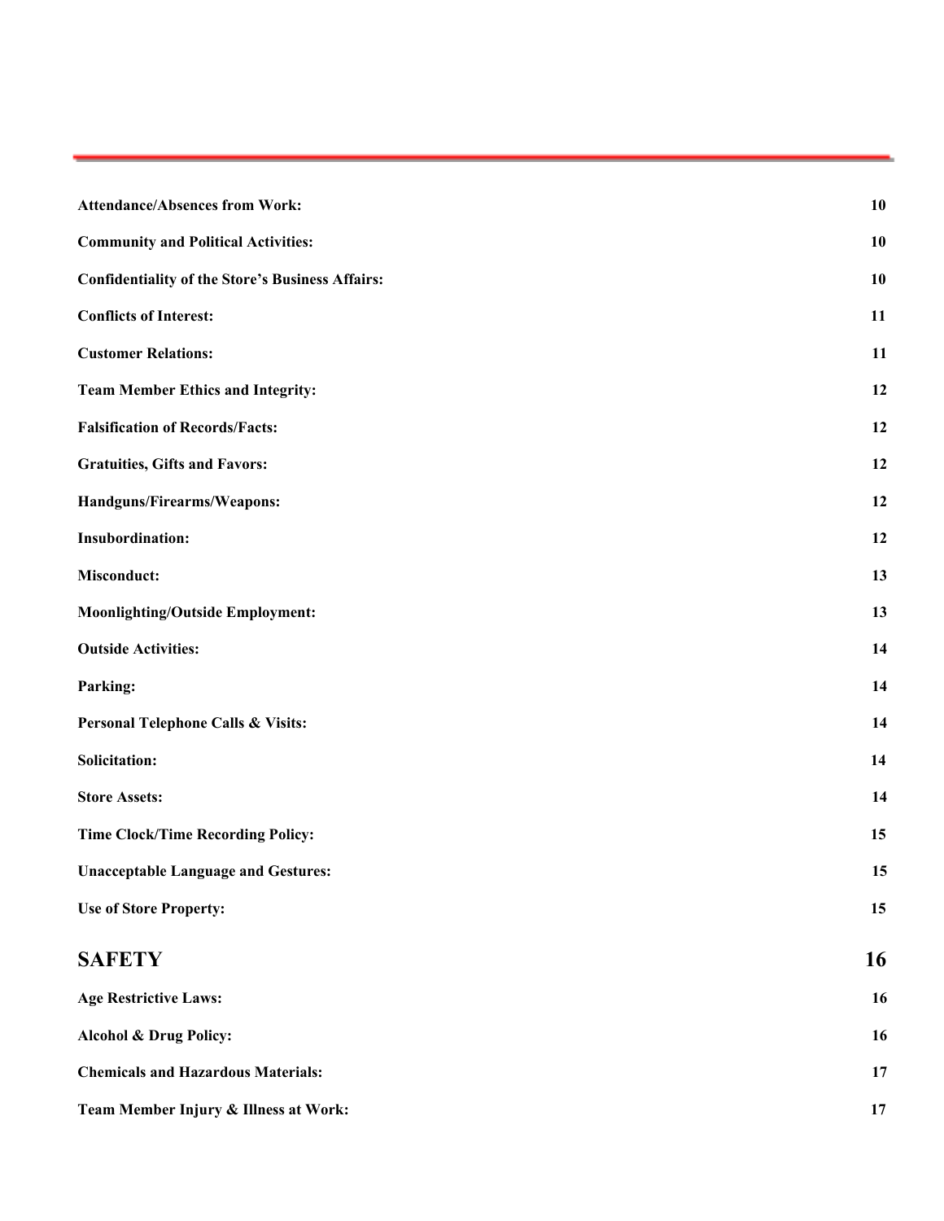**Attendance/Absences from Work:** 10

**Community and Political Activities:** 10

**Confidentiality of the Store's Business Affairs:** 10

**Conflicts of Interest:** 11

**Customer Relations:** 11

**Team Member Ethics and Integrity:** 12

**Falsification of Records/Facts:** 12

**Gratuities, Gifts and Favors:** 12

**Handguns/Firearms/Weapons:** 12

**Insubordination:** 12

**Misconduct:** 13

**Moonlighting/Outside Employment:** 13

**Outside Activities:** 14

**Parking:** 14

**Personal Telephone Calls & Visits:** 14

**Solicitation:** 14

**Store Assets:** 14

**Time Clock/Time Recording Policy:** 15

**Unacceptable Language and Gestures:** 15

**Use of Store Property:** 15

## SAFETY 16

**Age Restrictive Laws:** 16

**Alcohol & Drug Policy:** 16

**Chemicals and Hazardous Materials:** 17

**Team Member Injury & Illness at Work:** 17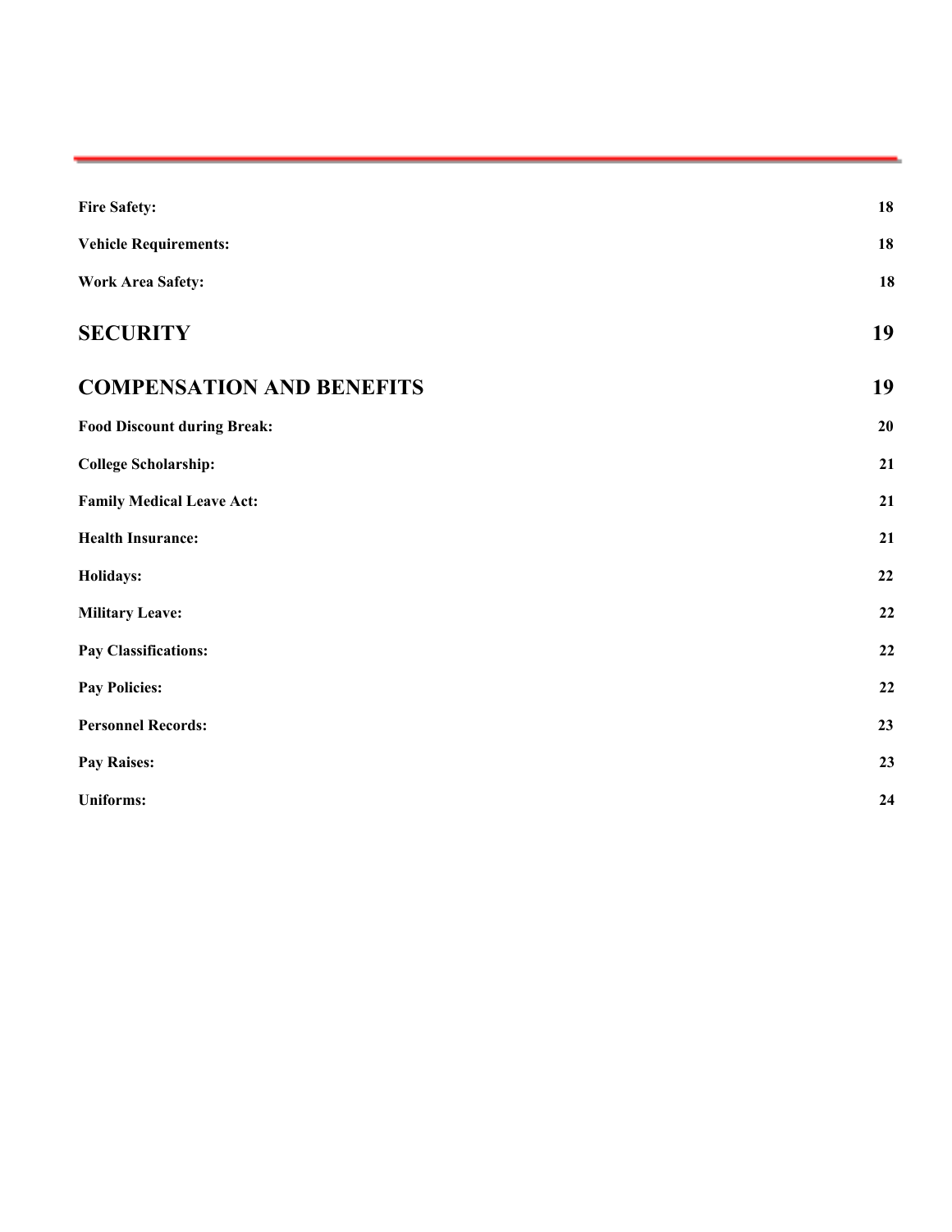**Fire Safety:** 18

**Vehicle Requirements:** 18

**Work Area Safety:** 18

## SECURITY 19

## COMPENSATION AND BENEFITS 19

**Food Discount during Break:** 20

**College Scholarship:** 21

**Family Medical Leave Act:** 21

**Health Insurance:** 21

**Holidays:** 22

**Military Leave:** 22

**Pay Classifications:** 22

**Pay Policies:** 22

**Personnel Records:** 23

**Pay Raises:** 23

**Uniforms:** 24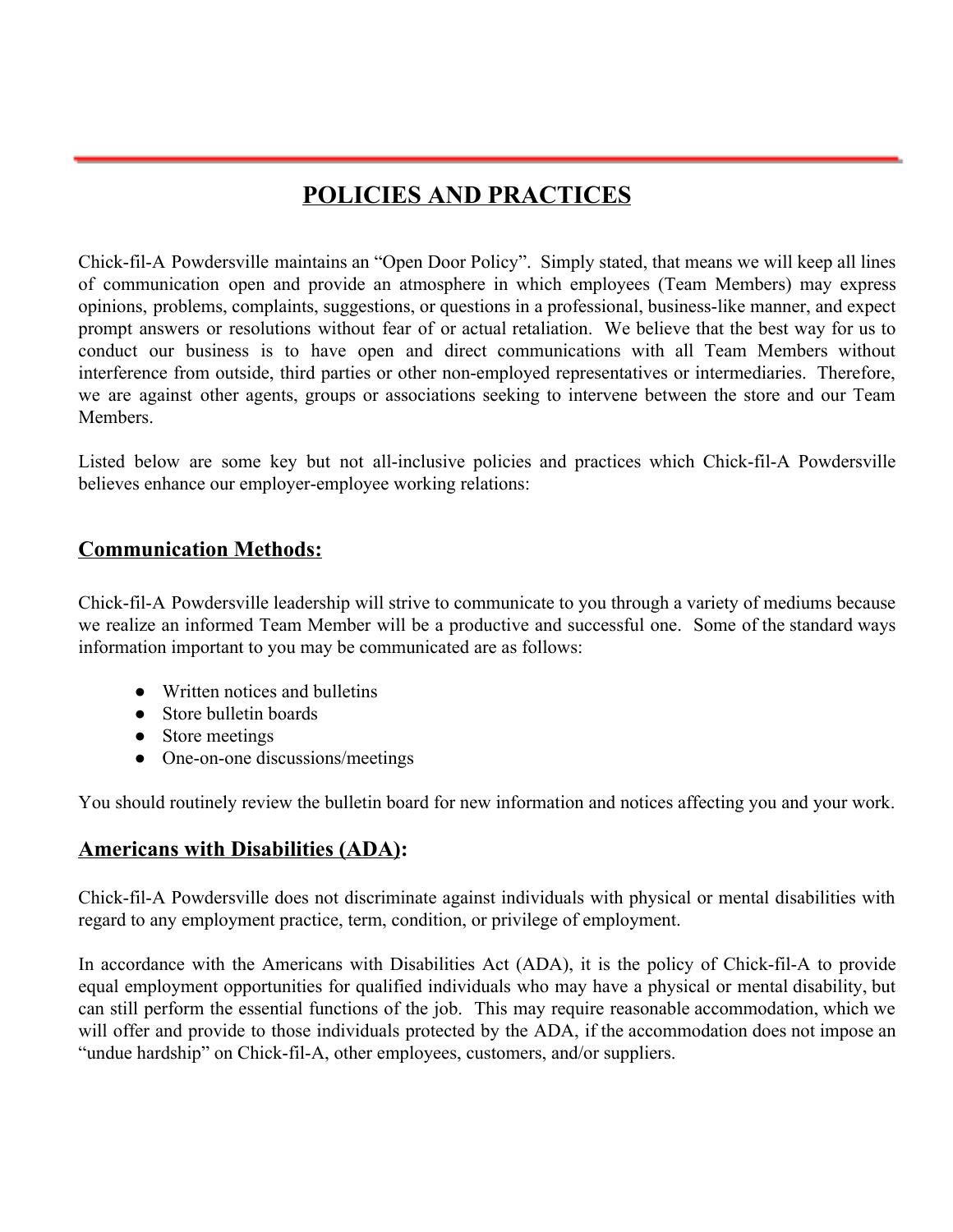# POLICIES AND PRACTICES

Chick-fil-A Powdersville maintains an "Open Door Policy". Simply stated, that means we will keep all lines of communication open and provide an atmosphere in which employees (Team Members) may express opinions, problems, complaints, suggestions, or questions in a professional, business-like manner, and expect prompt answers or resolutions without fear of or actual retaliation. We believe that the best way for us to conduct our business is to have open and direct communications with all Team Members without interference from outside, third parties or other non-employed representatives or intermediaries. Therefore, we are against other agents, groups or associations seeking to intervene between the store and our Team Members.

Listed below are some key but not all-inclusive policies and practices which Chick-fil-A Powdersville believes enhance our employer-employee working relations:

## Communication Methods:

Chick-fil-A Powdersville leadership will strive to communicate to you through a variety of mediums because we realize an informed Team Member will be a productive and successful one. Some of the standard ways information important to you may be communicated are as follows:

- Written notices and bulletins
- Store bulletin boards
- Store meetings
- One-on-one discussions/meetings

You should routinely review the bulletin board for new information and notices affecting you and your work.

## Americans with Disabilities (ADA):

Chick-fil-A Powdersville does not discriminate against individuals with physical or mental disabilities with regard to any employment practice, term, condition, or privilege of employment.

In accordance with the Americans with Disabilities Act (ADA), it is the policy of Chick-fil-A to provide equal employment opportunities for qualified individuals who may have a physical or mental disability, but can still perform the essential functions of the job. This may require reasonable accommodation, which we will offer and provide to those individuals protected by the ADA, if the accommodation does not impose an "undue hardship" on Chick-fil-A, other employees, customers, and/or suppliers.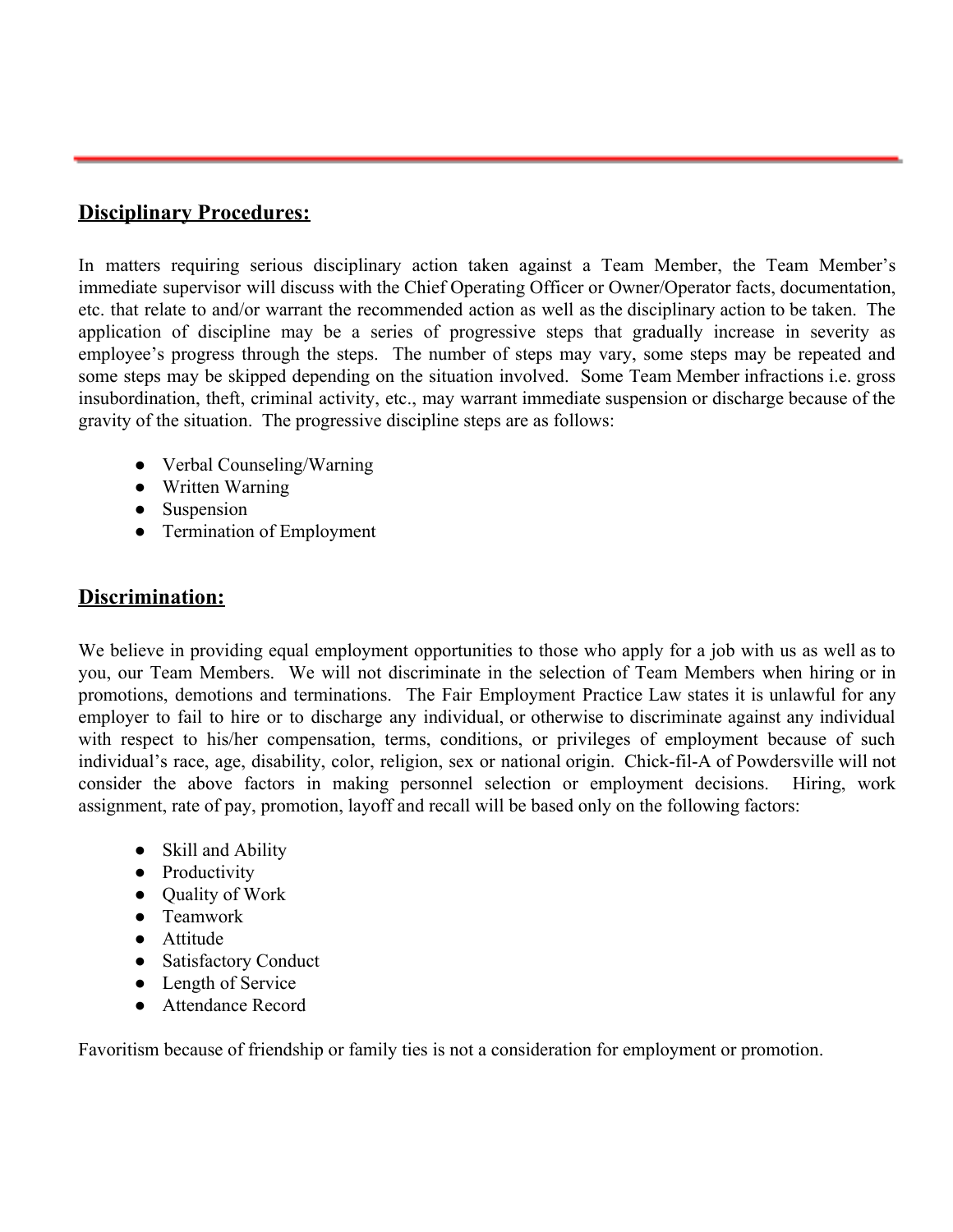## **Disciplinary Procedures:**

In matters requiring serious disciplinary action taken against a Team Member, the Team Member's immediate supervisor will discuss with the Chief Operating Officer or Owner/Operator facts, documentation, etc. that relate to and/or warrant the recommended action as well as the disciplinary action to be taken. The application of discipline may be a series of progressive steps that gradually increase in severity as employee's progress through the steps. The number of steps may vary, some steps may be repeated and some steps may be skipped depending on the situation involved. Some Team Member infractions i.e. gross insubordination, theft, criminal activity, etc., may warrant immediate suspension or discharge because of the gravity of the situation. The progressive discipline steps are as follows:

- Verbal Counseling/Warning
- Written Warning
- Suspension
- Termination of Employment

## **Discrimination:**

We believe in providing equal employment opportunities to those who apply for a job with us as well as to you, our Team Members. We will not discriminate in the selection of Team Members when hiring or in promotions, demotions and terminations. The Fair Employment Practice Law states it is unlawful for any employer to fail to hire or to discharge any individual, or otherwise to discriminate against any individual with respect to his/her compensation, terms, conditions, or privileges of employment because of such individual's race, age, disability, color, religion, sex or national origin. Chick-fil-A of Powdersville will not consider the above factors in making personnel selection or employment decisions. Hiring, work assignment, rate of pay, promotion, layoff and recall will be based only on the following factors:

- Skill and Ability
- Productivity
- Quality of Work
- Teamwork
- Attitude
- Satisfactory Conduct
- Length of Service
- Attendance Record

Favoritism because of friendship or family ties is not a consideration for employment or promotion.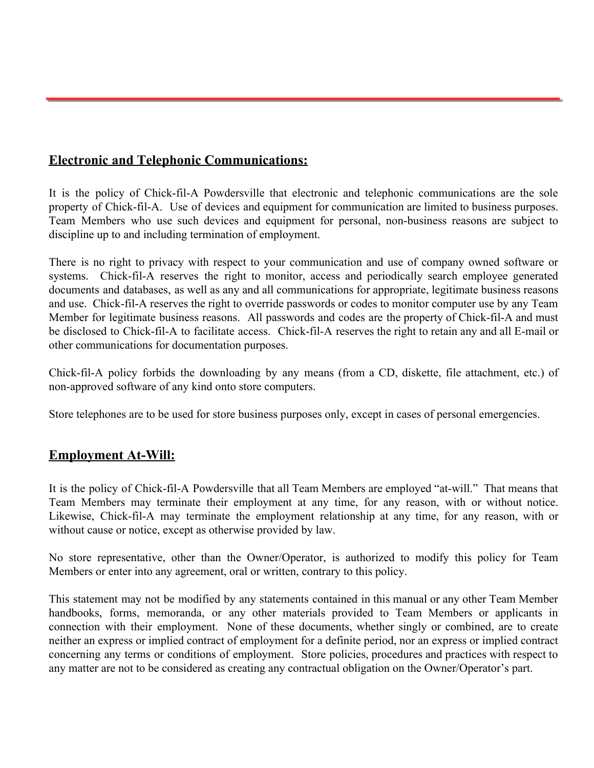## Electronic and Telephonic Communications:

It is the policy of Chick-fil-A Powdersville that electronic and telephonic communications are the sole property of Chick-fil-A. Use of devices and equipment for communication are limited to business purposes. Team Members who use such devices and equipment for personal, non-business reasons are subject to discipline up to and including termination of employment.

There is no right to privacy with respect to your communication and use of company owned software or systems. Chick-fil-A reserves the right to monitor, access and periodically search employee generated documents and databases, as well as any and all communications for appropriate, legitimate business reasons and use. Chick-fil-A reserves the right to override passwords or codes to monitor computer use by any Team Member for legitimate business reasons. All passwords and codes are the property of Chick-fil-A and must be disclosed to Chick-fil-A to facilitate access. Chick-fil-A reserves the right to retain any and all E-mail or other communications for documentation purposes.

Chick-fil-A policy forbids the downloading by any means (from a CD, diskette, file attachment, etc.) of non-approved software of any kind onto store computers.

Store telephones are to be used for store business purposes only, except in cases of personal emergencies.

## Employment At-Will:

It is the policy of Chick-fil-A Powdersville that all Team Members are employed "at-will." That means that Team Members may terminate their employment at any time, for any reason, with or without notice. Likewise, Chick-fil-A may terminate the employment relationship at any time, for any reason, with or without cause or notice, except as otherwise provided by law.

No store representative, other than the Owner/Operator, is authorized to modify this policy for Team Members or enter into any agreement, oral or written, contrary to this policy.

This statement may not be modified by any statements contained in this manual or any other Team Member handbooks, forms, memoranda, or any other materials provided to Team Members or applicants in connection with their employment. None of these documents, whether singly or combined, are to create neither an express or implied contract of employment for a definite period, nor an express or implied contract concerning any terms or conditions of employment. Store policies, procedures and practices with respect to any matter are not to be considered as creating any contractual obligation on the Owner/Operator's part.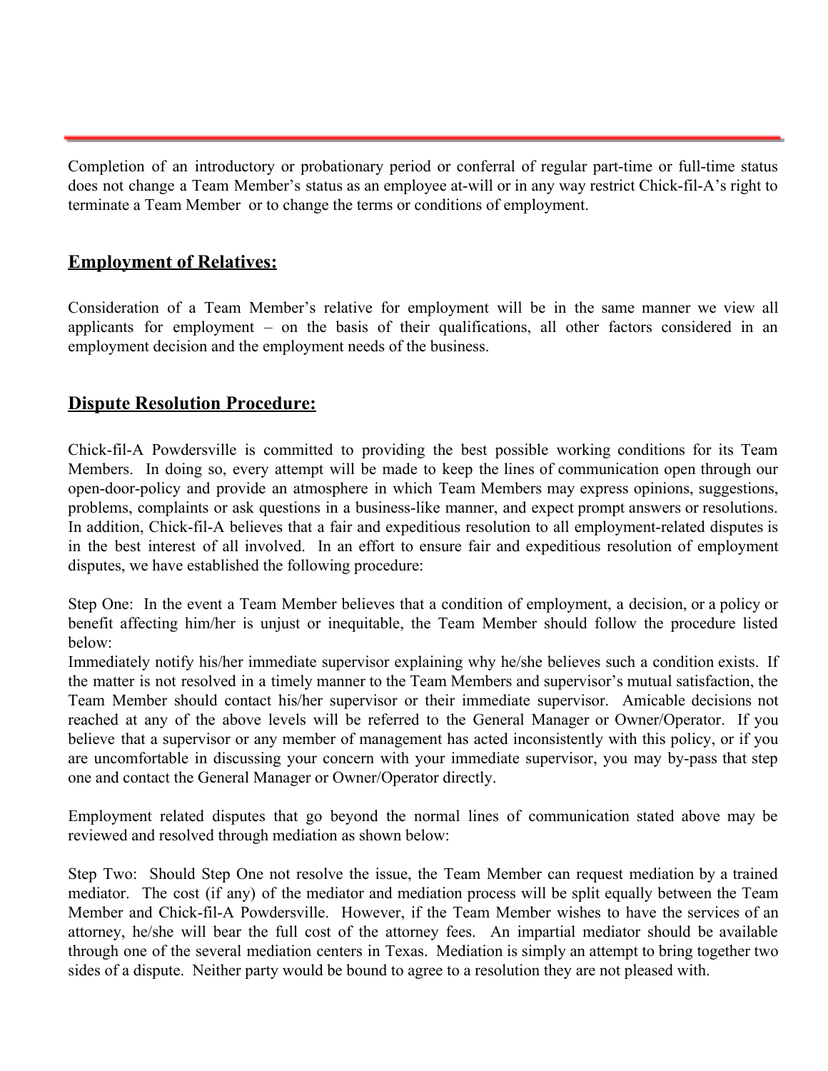Completion of an introductory or probationary period or conferral of regular part-time or full-time status does not change a Team Member's status as an employee at-will or in any way restrict Chick-fil-A's right to terminate a Team Member or to change the terms or conditions of employment.

## Employment of Relatives:

Consideration of a Team Member's relative for employment will be in the same manner we view all applicants for employment – on the basis of their qualifications, all other factors considered in an employment decision and the employment needs of the business.

## Dispute Resolution Procedure:

Chick-fil-A Powdersville is committed to providing the best possible working conditions for its Team Members. In doing so, every attempt will be made to keep the lines of communication open through our open-door-policy and provide an atmosphere in which Team Members may express opinions, suggestions, problems, complaints or ask questions in a business-like manner, and expect prompt answers or resolutions. In addition, Chick-fil-A believes that a fair and expeditious resolution to all employment-related disputes is in the best interest of all involved. In an effort to ensure fair and expeditious resolution of employment disputes, we have established the following procedure:

Step One: In the event a Team Member believes that a condition of employment, a decision, or a policy or benefit affecting him/her is unjust or inequitable, the Team Member should follow the procedure listed below:
Immediately notify his/her immediate supervisor explaining why he/she believes such a condition exists. If the matter is not resolved in a timely manner to the Team Members and supervisor's mutual satisfaction, the Team Member should contact his/her supervisor or their immediate supervisor. Amicable decisions not reached at any of the above levels will be referred to the General Manager or Owner/Operator. If you believe that a supervisor or any member of management has acted inconsistently with this policy, or if you are uncomfortable in discussing your concern with your immediate supervisor, you may by-pass that step one and contact the General Manager or Owner/Operator directly.

Employment related disputes that go beyond the normal lines of communication stated above may be reviewed and resolved through mediation as shown below:

Step Two: Should Step One not resolve the issue, the Team Member can request mediation by a trained mediator. The cost (if any) of the mediator and mediation process will be split equally between the Team Member and Chick-fil-A Powdersville. However, if the Team Member wishes to have the services of an attorney, he/she will bear the full cost of the attorney fees. An impartial mediator should be available through one of the several mediation centers in Texas. Mediation is simply an attempt to bring together two sides of a dispute. Neither party would be bound to agree to a resolution they are not pleased with.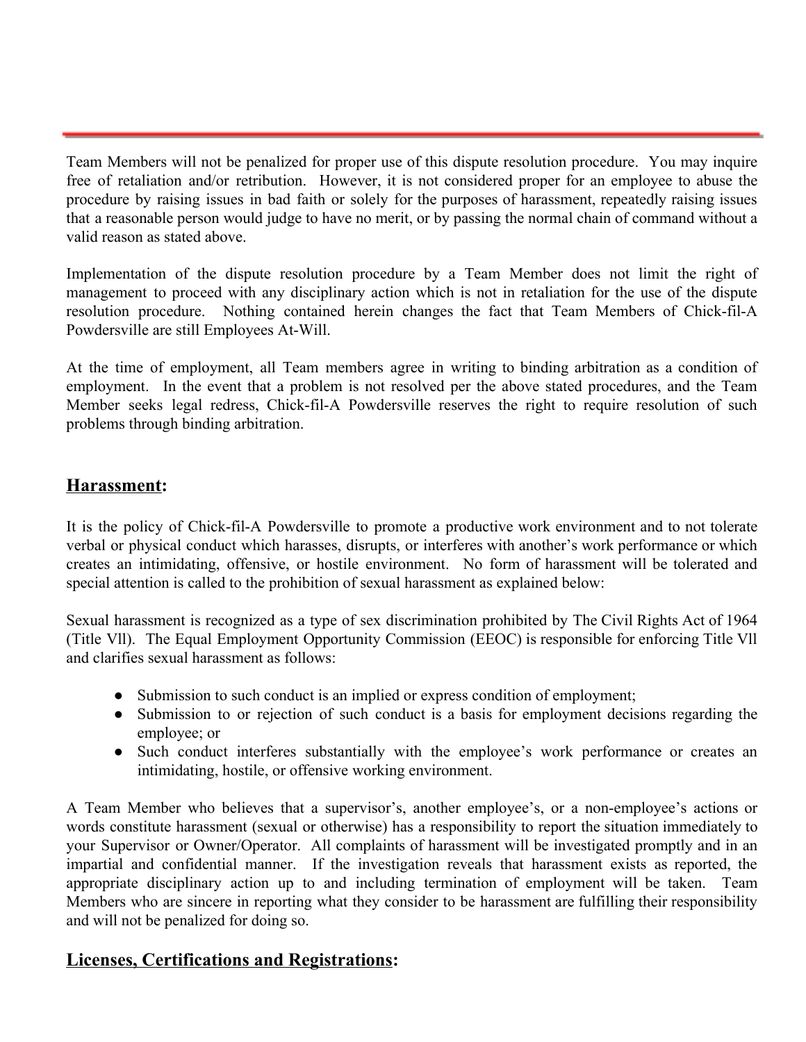Team Members will not be penalized for proper use of this dispute resolution procedure. You may inquire free of retaliation and/or retribution. However, it is not considered proper for an employee to abuse the procedure by raising issues in bad faith or solely for the purposes of harassment, repeatedly raising issues that a reasonable person would judge to have no merit, or by passing the normal chain of command without a valid reason as stated above.

Implementation of the dispute resolution procedure by a Team Member does not limit the right of management to proceed with any disciplinary action which is not in retaliation for the use of the dispute resolution procedure. Nothing contained herein changes the fact that Team Members of Chick-fil-A Powdersville are still Employees At-Will.

At the time of employment, all Team members agree in writing to binding arbitration as a condition of employment. In the event that a problem is not resolved per the above stated procedures, and the Team Member seeks legal redress, Chick-fil-A Powdersville reserves the right to require resolution of such problems through binding arbitration.

## **Harassment**:

It is the policy of Chick-fil-A Powdersville to promote a productive work environment and to not tolerate verbal or physical conduct which harasses, disrupts, or interferes with another's work performance or which creates an intimidating, offensive, or hostile environment. No form of harassment will be tolerated and special attention is called to the prohibition of sexual harassment as explained below:

Sexual harassment is recognized as a type of sex discrimination prohibited by The Civil Rights Act of 1964 (Title Vll). The Equal Employment Opportunity Commission (EEOC) is responsible for enforcing Title Vll and clarifies sexual harassment as follows:

- Submission to such conduct is an implied or express condition of employment;
- Submission to or rejection of such conduct is a basis for employment decisions regarding the employee; or
- Such conduct interferes substantially with the employee's work performance or creates an intimidating, hostile, or offensive working environment.

A Team Member who believes that a supervisor's, another employee's, or a non-employee's actions or words constitute harassment (sexual or otherwise) has a responsibility to report the situation immediately to your Supervisor or Owner/Operator. All complaints of harassment will be investigated promptly and in an impartial and confidential manner. If the investigation reveals that harassment exists as reported, the appropriate disciplinary action up to and including termination of employment will be taken. Team Members who are sincere in reporting what they consider to be harassment are fulfilling their responsibility and will not be penalized for doing so.

## **Licenses, Certifications and Registrations**: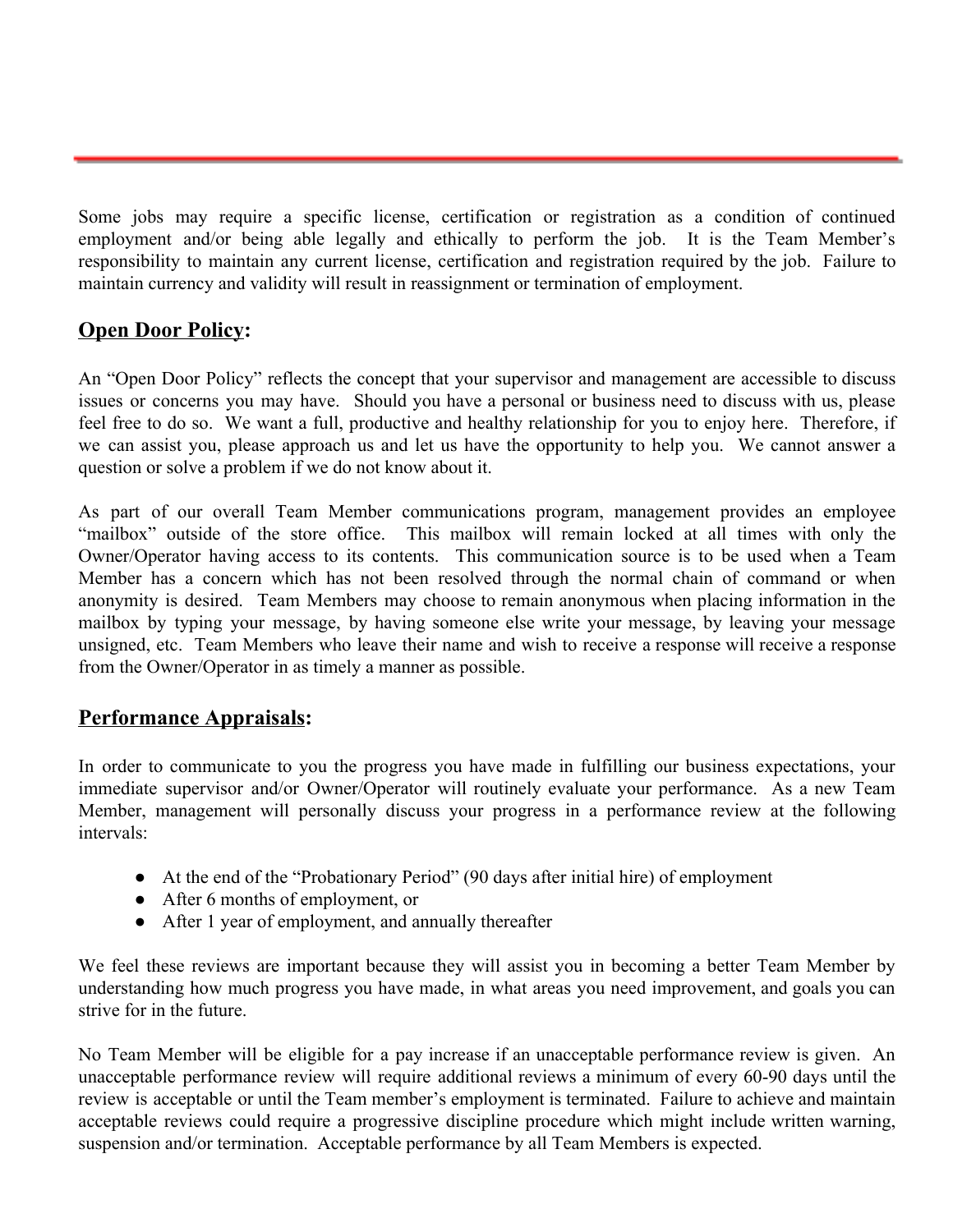Some jobs may require a specific license, certification or registration as a condition of continued employment and/or being able legally and ethically to perform the job. It is the Team Member's responsibility to maintain any current license, certification and registration required by the job. Failure to maintain currency and validity will result in reassignment or termination of employment.

## <u>Open Door Policy</u>:

An "Open Door Policy" reflects the concept that your supervisor and management are accessible to discuss issues or concerns you may have. Should you have a personal or business need to discuss with us, please feel free to do so. We want a full, productive and healthy relationship for you to enjoy here. Therefore, if we can assist you, please approach us and let us have the opportunity to help you. We cannot answer a question or solve a problem if we do not know about it.

As part of our overall Team Member communications program, management provides an employee "mailbox" outside of the store office. This mailbox will remain locked at all times with only the Owner/Operator having access to its contents. This communication source is to be used when a Team Member has a concern which has not been resolved through the normal chain of command or when anonymity is desired. Team Members may choose to remain anonymous when placing information in the mailbox by typing your message, by having someone else write your message, by leaving your message unsigned, etc. Team Members who leave their name and wish to receive a response will receive a response from the Owner/Operator in as timely a manner as possible.

## <u>Performance Appraisals</u>:

In order to communicate to you the progress you have made in fulfilling our business expectations, your immediate supervisor and/or Owner/Operator will routinely evaluate your performance. As a new Team Member, management will personally discuss your progress in a performance review at the following intervals:

- At the end of the "Probationary Period" (90 days after initial hire) of employment
- After 6 months of employment, or
- After 1 year of employment, and annually thereafter

We feel these reviews are important because they will assist you in becoming a better Team Member by understanding how much progress you have made, in what areas you need improvement, and goals you can strive for in the future.

No Team Member will be eligible for a pay increase if an unacceptable performance review is given. An unacceptable performance review will require additional reviews a minimum of every 60-90 days until the review is acceptable or until the Team member's employment is terminated. Failure to achieve and maintain acceptable reviews could require a progressive discipline procedure which might include written warning, suspension and/or termination. Acceptable performance by all Team Members is expected.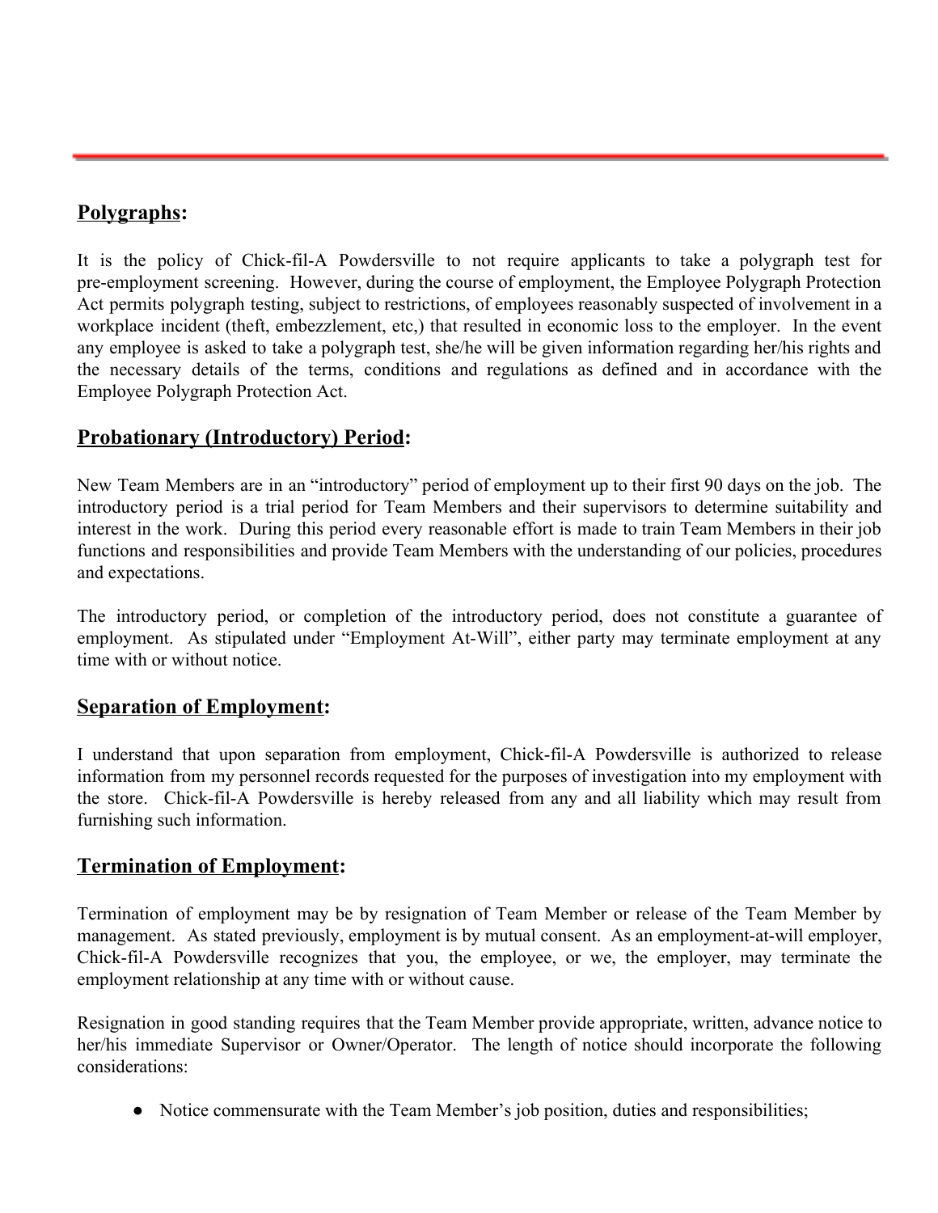## **Polygraphs**:

It is the policy of Chick-fil-A Powdersville to not require applicants to take a polygraph test for pre-employment screening. However, during the course of employment, the Employee Polygraph Protection Act permits polygraph testing, subject to restrictions, of employees reasonably suspected of involvement in a workplace incident (theft, embezzlement, etc,) that resulted in economic loss to the employer. In the event any employee is asked to take a polygraph test, she/he will be given information regarding her/his rights and the necessary details of the terms, conditions and regulations as defined and in accordance with the Employee Polygraph Protection Act.

## **Probationary (Introductory) Period**:

New Team Members are in an "introductory" period of employment up to their first 90 days on the job. The introductory period is a trial period for Team Members and their supervisors to determine suitability and interest in the work. During this period every reasonable effort is made to train Team Members in their job functions and responsibilities and provide Team Members with the understanding of our policies, procedures and expectations.

The introductory period, or completion of the introductory period, does not constitute a guarantee of employment. As stipulated under "Employment At-Will", either party may terminate employment at any time with or without notice.

## **Separation of Employment**:

I understand that upon separation from employment, Chick-fil-A Powdersville is authorized to release information from my personnel records requested for the purposes of investigation into my employment with the store. Chick-fil-A Powdersville is hereby released from any and all liability which may result from furnishing such information.

## **Termination of Employment**:

Termination of employment may be by resignation of Team Member or release of the Team Member by management. As stated previously, employment is by mutual consent. As an employment-at-will employer, Chick-fil-A Powdersville recognizes that you, the employee, or we, the employer, may terminate the employment relationship at any time with or without cause.

Resignation in good standing requires that the Team Member provide appropriate, written, advance notice to her/his immediate Supervisor or Owner/Operator. The length of notice should incorporate the following considerations:

- Notice commensurate with the Team Member's job position, duties and responsibilities;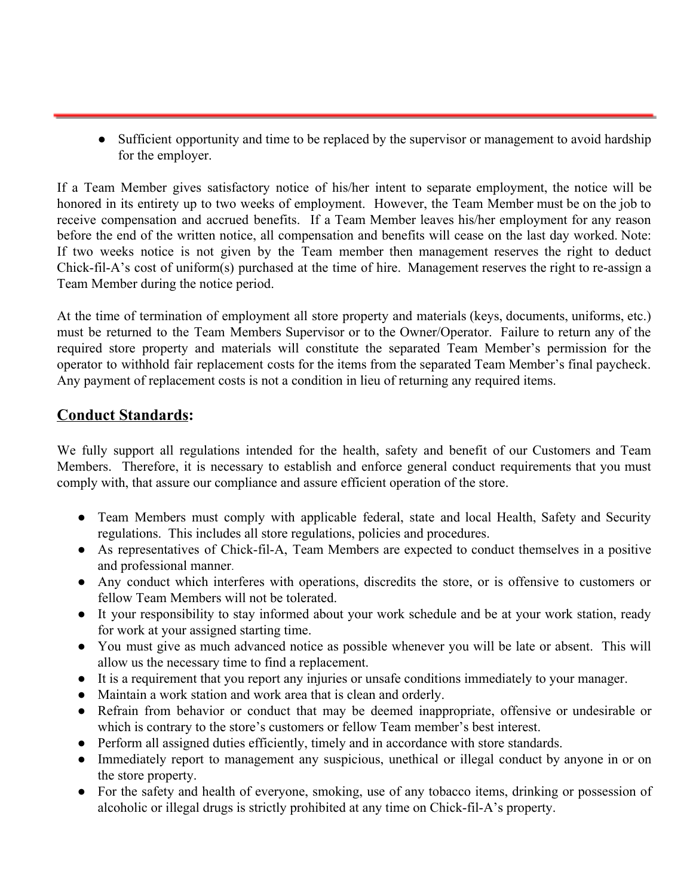- Sufficient opportunity and time to be replaced by the supervisor or management to avoid hardship for the employer.

If a Team Member gives satisfactory notice of his/her intent to separate employment, the notice will be honored in its entirety up to two weeks of employment. However, the Team Member must be on the job to receive compensation and accrued benefits. If a Team Member leaves his/her employment for any reason before the end of the written notice, all compensation and benefits will cease on the last day worked. Note: If two weeks notice is not given by the Team member then management reserves the right to deduct Chick-fil-A's cost of uniform(s) purchased at the time of hire. Management reserves the right to re-assign a Team Member during the notice period.

At the time of termination of employment all store property and materials (keys, documents, uniforms, etc.) must be returned to the Team Members Supervisor or to the Owner/Operator. Failure to return any of the required store property and materials will constitute the separated Team Member's permission for the operator to withhold fair replacement costs for the items from the separated Team Member's final paycheck. Any payment of replacement costs is not a condition in lieu of returning any required items.

## <u>Conduct Standards</u>:

We fully support all regulations intended for the health, safety and benefit of our Customers and Team Members. Therefore, it is necessary to establish and enforce general conduct requirements that you must comply with, that assure our compliance and assure efficient operation of the store.

- Team Members must comply with applicable federal, state and local Health, Safety and Security regulations. This includes all store regulations, policies and procedures.
- As representatives of Chick-fil-A, Team Members are expected to conduct themselves in a positive and professional manner.
- Any conduct which interferes with operations, discredits the store, or is offensive to customers or fellow Team Members will not be tolerated.
- It your responsibility to stay informed about your work schedule and be at your work station, ready for work at your assigned starting time.
- You must give as much advanced notice as possible whenever you will be late or absent. This will allow us the necessary time to find a replacement.
- It is a requirement that you report any injuries or unsafe conditions immediately to your manager.
- Maintain a work station and work area that is clean and orderly.
- Refrain from behavior or conduct that may be deemed inappropriate, offensive or undesirable or which is contrary to the store's customers or fellow Team member's best interest.
- Perform all assigned duties efficiently, timely and in accordance with store standards.
- Immediately report to management any suspicious, unethical or illegal conduct by anyone in or on the store property.
- For the safety and health of everyone, smoking, use of any tobacco items, drinking or possession of alcoholic or illegal drugs is strictly prohibited at any time on Chick-fil-A's property.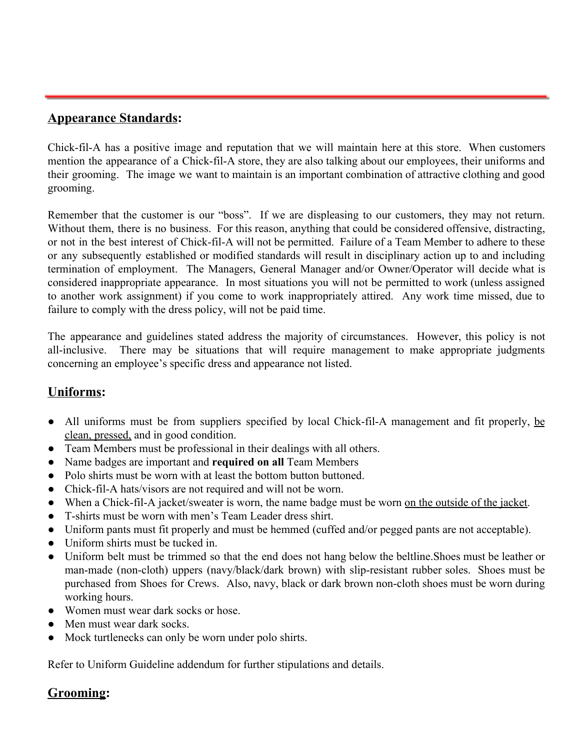## <u>Appearance Standards</u>:

Chick-fil-A has a positive image and reputation that we will maintain here at this store. When customers mention the appearance of a Chick-fil-A store, they are also talking about our employees, their uniforms and their grooming. The image we want to maintain is an important combination of attractive clothing and good grooming.

Remember that the customer is our "boss". If we are displeasing to our customers, they may not return. Without them, there is no business. For this reason, anything that could be considered offensive, distracting, or not in the best interest of Chick-fil-A will not be permitted. Failure of a Team Member to adhere to these or any subsequently established or modified standards will result in disciplinary action up to and including termination of employment. The Managers, General Manager and/or Owner/Operator will decide what is considered inappropriate appearance. In most situations you will not be permitted to work (unless assigned to another work assignment) if you come to work inappropriately attired. Any work time missed, due to failure to comply with the dress policy, will not be paid time.

The appearance and guidelines stated address the majority of circumstances. However, this policy is not all-inclusive. There may be situations that will require management to make appropriate judgments concerning an employee's specific dress and appearance not listed.

## <u>Uniforms</u>:

- All uniforms must be from suppliers specified by local Chick-fil-A management and fit properly, <u>be clean, pressed,</u> and in good condition.
- Team Members must be professional in their dealings with all others.
- Name badges are important and **required on all** Team Members
- Polo shirts must be worn with at least the bottom button buttoned.
- Chick-fil-A hats/visors are not required and will not be worn.
- When a Chick-fil-A jacket/sweater is worn, the name badge must be worn <u>on the outside of the jacket</u>.
- T-shirts must be worn with men's Team Leader dress shirt.
- Uniform pants must fit properly and must be hemmed (cuffed and/or pegged pants are not acceptable).
- Uniform shirts must be tucked in.
- Uniform belt must be trimmed so that the end does not hang below the beltline.Shoes must be leather or man-made (non-cloth) uppers (navy/black/dark brown) with slip-resistant rubber soles. Shoes must be purchased from Shoes for Crews. Also, navy, black or dark brown non-cloth shoes must be worn during working hours.
- Women must wear dark socks or hose.
- Men must wear dark socks.
- Mock turtlenecks can only be worn under polo shirts.

Refer to Uniform Guideline addendum for further stipulations and details.

## <u>Grooming</u>: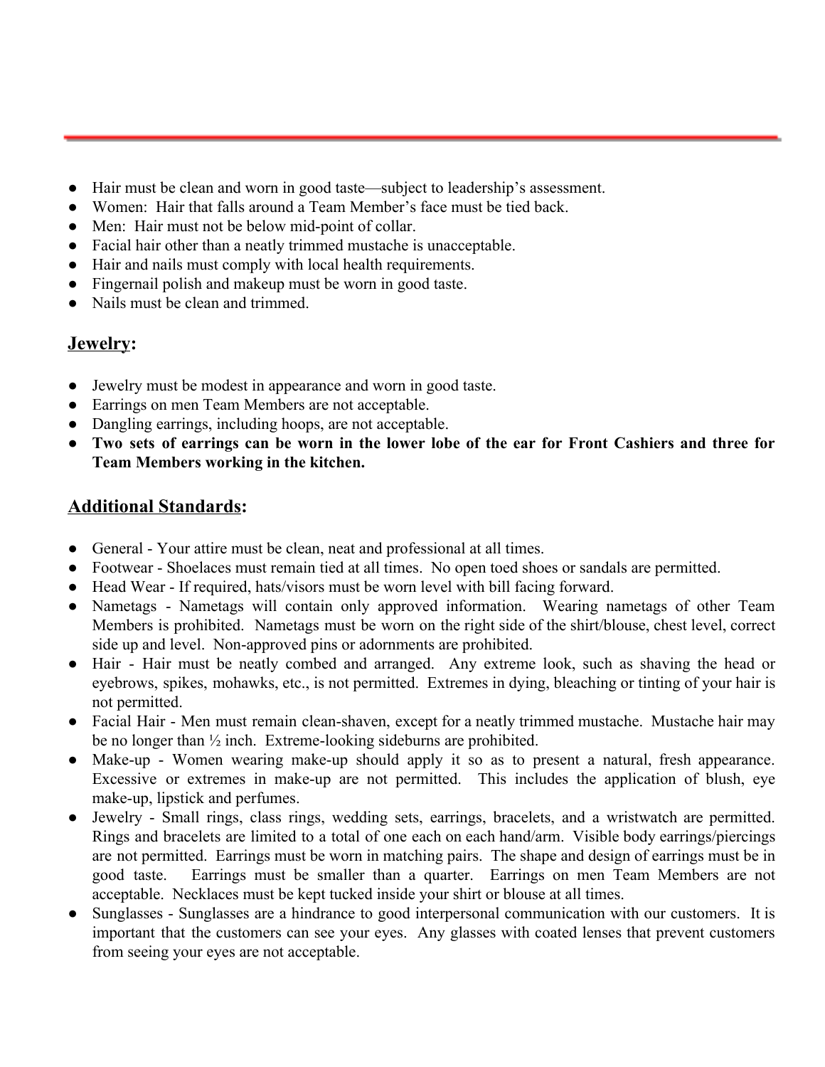- Hair must be clean and worn in good taste—subject to leadership's assessment.
- Women: Hair that falls around a Team Member's face must be tied back.
- Men: Hair must not be below mid-point of collar.
- Facial hair other than a neatly trimmed mustache is unacceptable.
- Hair and nails must comply with local health requirements.
- Fingernail polish and makeup must be worn in good taste.
- Nails must be clean and trimmed.

## Jewelry:

- Jewelry must be modest in appearance and worn in good taste.
- Earrings on men Team Members are not acceptable.
- Dangling earrings, including hoops, are not acceptable.
- **Two sets of earrings can be worn in the lower lobe of the ear for Front Cashiers and three for Team Members working in the kitchen.**

## Additional Standards:

- General - Your attire must be clean, neat and professional at all times.
- Footwear - Shoelaces must remain tied at all times. No open toed shoes or sandals are permitted.
- Head Wear - If required, hats/visors must be worn level with bill facing forward.
- Nametags - Nametags will contain only approved information. Wearing nametags of other Team Members is prohibited. Nametags must be worn on the right side of the shirt/blouse, chest level, correct side up and level. Non-approved pins or adornments are prohibited.
- Hair - Hair must be neatly combed and arranged. Any extreme look, such as shaving the head or eyebrows, spikes, mohawks, etc., is not permitted. Extremes in dying, bleaching or tinting of your hair is not permitted.
- Facial Hair - Men must remain clean-shaven, except for a neatly trimmed mustache. Mustache hair may be no longer than ½ inch. Extreme-looking sideburns are prohibited.
- Make-up - Women wearing make-up should apply it so as to present a natural, fresh appearance. Excessive or extremes in make-up are not permitted. This includes the application of blush, eye make-up, lipstick and perfumes.
- Jewelry - Small rings, class rings, wedding sets, earrings, bracelets, and a wristwatch are permitted. Rings and bracelets are limited to a total of one each on each hand/arm. Visible body earrings/piercings are not permitted. Earrings must be worn in matching pairs. The shape and design of earrings must be in good taste. Earrings must be smaller than a quarter. Earrings on men Team Members are not acceptable. Necklaces must be kept tucked inside your shirt or blouse at all times.
- Sunglasses - Sunglasses are a hindrance to good interpersonal communication with our customers. It is important that the customers can see your eyes. Any glasses with coated lenses that prevent customers from seeing your eyes are not acceptable.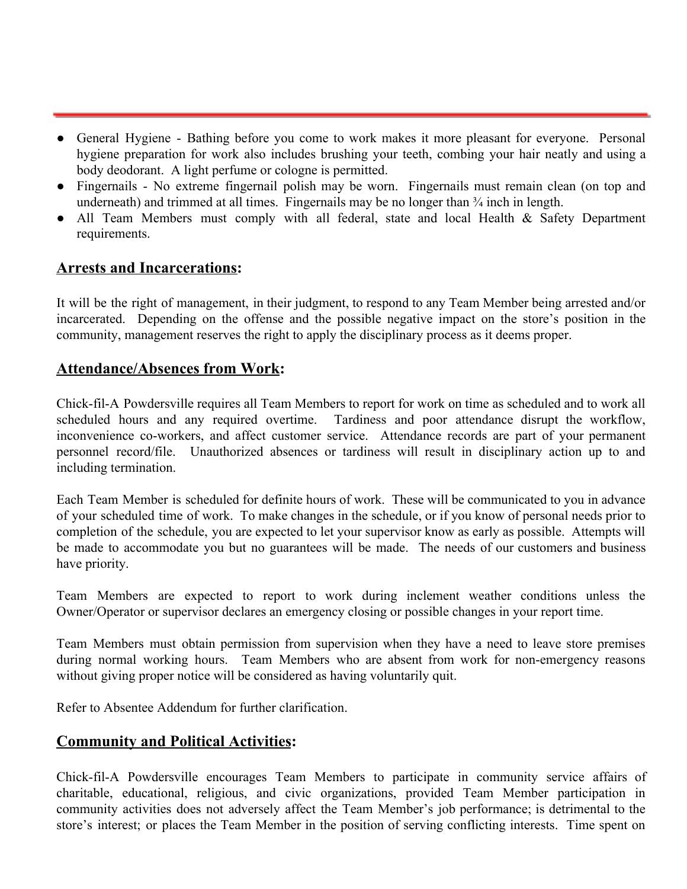- General Hygiene - Bathing before you come to work makes it more pleasant for everyone. Personal hygiene preparation for work also includes brushing your teeth, combing your hair neatly and using a body deodorant. A light perfume or cologne is permitted.
- Fingernails - No extreme fingernail polish may be worn. Fingernails must remain clean (on top and underneath) and trimmed at all times. Fingernails may be no longer than ¾ inch in length.
- All Team Members must comply with all federal, state and local Health & Safety Department requirements.

## <u>Arrests and Incarcerations</u>:

It will be the right of management, in their judgment, to respond to any Team Member being arrested and/or incarcerated. Depending on the offense and the possible negative impact on the store's position in the community, management reserves the right to apply the disciplinary process as it deems proper.

## <u>Attendance/Absences from Work</u>:

Chick-fil-A Powdersville requires all Team Members to report for work on time as scheduled and to work all scheduled hours and any required overtime. Tardiness and poor attendance disrupt the workflow, inconvenience co-workers, and affect customer service. Attendance records are part of your permanent personnel record/file. Unauthorized absences or tardiness will result in disciplinary action up to and including termination.

Each Team Member is scheduled for definite hours of work. These will be communicated to you in advance of your scheduled time of work. To make changes in the schedule, or if you know of personal needs prior to completion of the schedule, you are expected to let your supervisor know as early as possible. Attempts will be made to accommodate you but no guarantees will be made. The needs of our customers and business have priority.

Team Members are expected to report to work during inclement weather conditions unless the Owner/Operator or supervisor declares an emergency closing or possible changes in your report time.

Team Members must obtain permission from supervision when they have a need to leave store premises during normal working hours. Team Members who are absent from work for non-emergency reasons without giving proper notice will be considered as having voluntarily quit.

Refer to Absentee Addendum for further clarification.

## <u>Community and Political Activities</u>:

Chick-fil-A Powdersville encourages Team Members to participate in community service affairs of charitable, educational, religious, and civic organizations, provided Team Member participation in community activities does not adversely affect the Team Member's job performance; is detrimental to the store's interest; or places the Team Member in the position of serving conflicting interests. Time spent on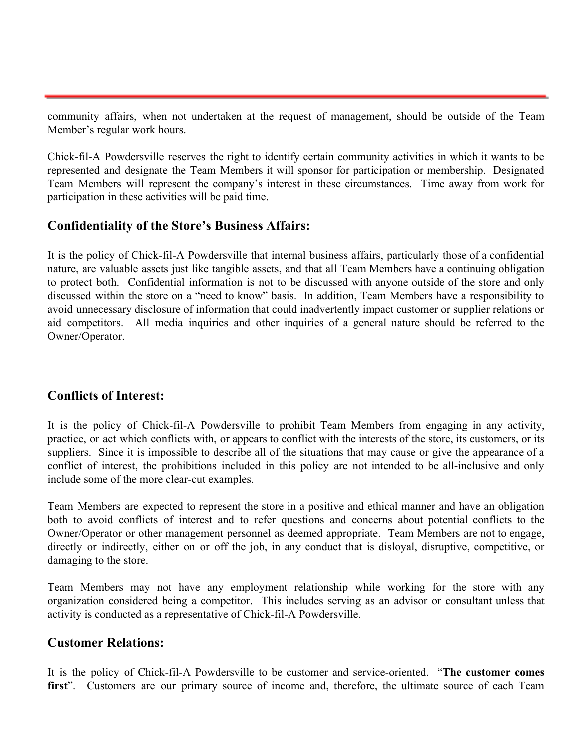community affairs, when not undertaken at the request of management, should be outside of the Team Member's regular work hours.

Chick-fil-A Powdersville reserves the right to identify certain community activities in which it wants to be represented and designate the Team Members it will sponsor for participation or membership. Designated Team Members will represent the company's interest in these circumstances. Time away from work for participation in these activities will be paid time.

## <u>Confidentiality of the Store's Business Affairs</u>:

It is the policy of Chick-fil-A Powdersville that internal business affairs, particularly those of a confidential nature, are valuable assets just like tangible assets, and that all Team Members have a continuing obligation to protect both. Confidential information is not to be discussed with anyone outside of the store and only discussed within the store on a "need to know" basis. In addition, Team Members have a responsibility to avoid unnecessary disclosure of information that could inadvertently impact customer or supplier relations or aid competitors. All media inquiries and other inquiries of a general nature should be referred to the Owner/Operator.

## <u>Conflicts of Interest</u>:

It is the policy of Chick-fil-A Powdersville to prohibit Team Members from engaging in any activity, practice, or act which conflicts with, or appears to conflict with the interests of the store, its customers, or its suppliers. Since it is impossible to describe all of the situations that may cause or give the appearance of a conflict of interest, the prohibitions included in this policy are not intended to be all-inclusive and only include some of the more clear-cut examples.

Team Members are expected to represent the store in a positive and ethical manner and have an obligation both to avoid conflicts of interest and to refer questions and concerns about potential conflicts to the Owner/Operator or other management personnel as deemed appropriate. Team Members are not to engage, directly or indirectly, either on or off the job, in any conduct that is disloyal, disruptive, competitive, or damaging to the store.

Team Members may not have any employment relationship while working for the store with any organization considered being a competitor. This includes serving as an advisor or consultant unless that activity is conducted as a representative of Chick-fil-A Powdersville.

## <u>Customer Relations</u>:

It is the policy of Chick-fil-A Powdersville to be customer and service-oriented. "**The customer comes first**". Customers are our primary source of income and, therefore, the ultimate source of each Team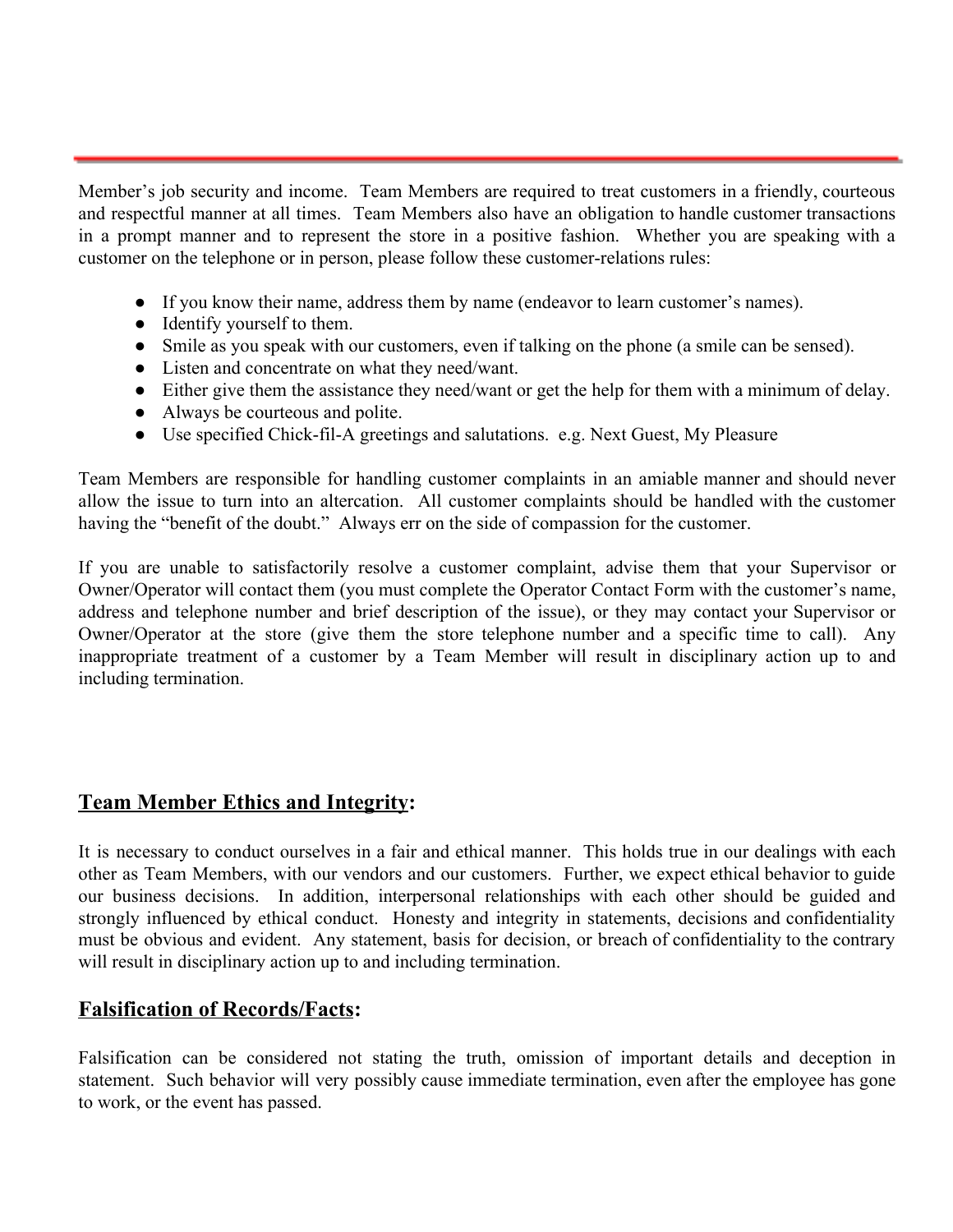Member's job security and income. Team Members are required to treat customers in a friendly, courteous and respectful manner at all times. Team Members also have an obligation to handle customer transactions in a prompt manner and to represent the store in a positive fashion. Whether you are speaking with a customer on the telephone or in person, please follow these customer-relations rules:

- If you know their name, address them by name (endeavor to learn customer's names).
- Identify yourself to them.
- Smile as you speak with our customers, even if talking on the phone (a smile can be sensed).
- Listen and concentrate on what they need/want.
- Either give them the assistance they need/want or get the help for them with a minimum of delay.
- Always be courteous and polite.
- Use specified Chick-fil-A greetings and salutations. e.g. Next Guest, My Pleasure

Team Members are responsible for handling customer complaints in an amiable manner and should never allow the issue to turn into an altercation. All customer complaints should be handled with the customer having the "benefit of the doubt." Always err on the side of compassion for the customer.

If you are unable to satisfactorily resolve a customer complaint, advise them that your Supervisor or Owner/Operator will contact them (you must complete the Operator Contact Form with the customer's name, address and telephone number and brief description of the issue), or they may contact your Supervisor or Owner/Operator at the store (give them the store telephone number and a specific time to call). Any inappropriate treatment of a customer by a Team Member will result in disciplinary action up to and including termination.

## <u>Team Member Ethics and Integrity</u>:

It is necessary to conduct ourselves in a fair and ethical manner. This holds true in our dealings with each other as Team Members, with our vendors and our customers. Further, we expect ethical behavior to guide our business decisions. In addition, interpersonal relationships with each other should be guided and strongly influenced by ethical conduct. Honesty and integrity in statements, decisions and confidentiality must be obvious and evident. Any statement, basis for decision, or breach of confidentiality to the contrary will result in disciplinary action up to and including termination.

## <u>Falsification of Records/Facts</u>:

Falsification can be considered not stating the truth, omission of important details and deception in statement. Such behavior will very possibly cause immediate termination, even after the employee has gone to work, or the event has passed.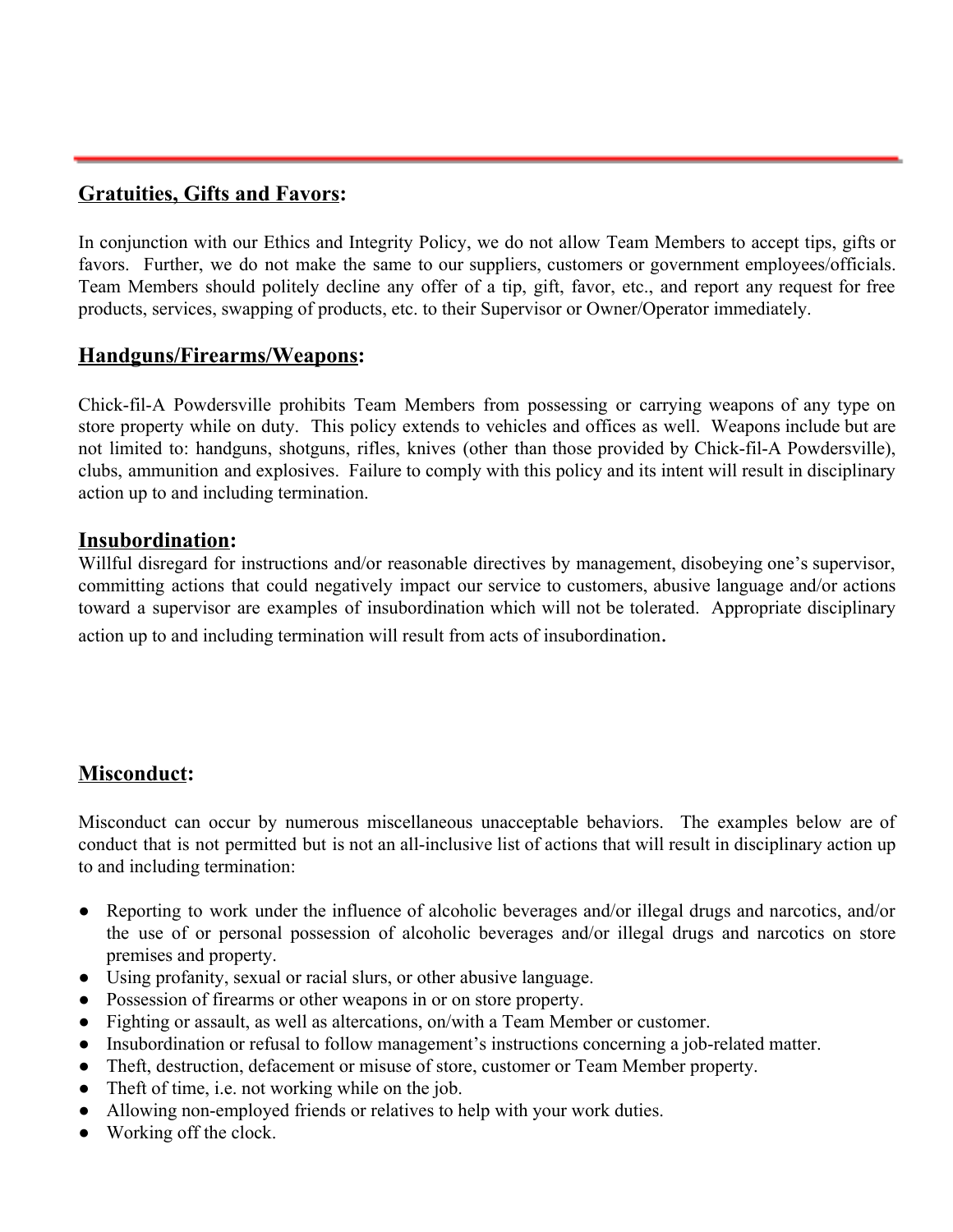## Gratuities, Gifts and Favors:

In conjunction with our Ethics and Integrity Policy, we do not allow Team Members to accept tips, gifts or favors. Further, we do not make the same to our suppliers, customers or government employees/officials. Team Members should politely decline any offer of a tip, gift, favor, etc., and report any request for free products, services, swapping of products, etc. to their Supervisor or Owner/Operator immediately.

## Handguns/Firearms/Weapons:

Chick-fil-A Powdersville prohibits Team Members from possessing or carrying weapons of any type on store property while on duty. This policy extends to vehicles and offices as well. Weapons include but are not limited to: handguns, shotguns, rifles, knives (other than those provided by Chick-fil-A Powdersville), clubs, ammunition and explosives. Failure to comply with this policy and its intent will result in disciplinary action up to and including termination.

## Insubordination:

Willful disregard for instructions and/or reasonable directives by management, disobeying one's supervisor, committing actions that could negatively impact our service to customers, abusive language and/or actions toward a supervisor are examples of insubordination which will not be tolerated. Appropriate disciplinary action up to and including termination will result from acts of insubordination.

## Misconduct:

Misconduct can occur by numerous miscellaneous unacceptable behaviors. The examples below are of conduct that is not permitted but is not an all-inclusive list of actions that will result in disciplinary action up to and including termination:

- Reporting to work under the influence of alcoholic beverages and/or illegal drugs and narcotics, and/or the use of or personal possession of alcoholic beverages and/or illegal drugs and narcotics on store premises and property.
- Using profanity, sexual or racial slurs, or other abusive language.
- Possession of firearms or other weapons in or on store property.
- Fighting or assault, as well as altercations, on/with a Team Member or customer.
- Insubordination or refusal to follow management's instructions concerning a job-related matter.
- Theft, destruction, defacement or misuse of store, customer or Team Member property.
- Theft of time, i.e. not working while on the job.
- Allowing non-employed friends or relatives to help with your work duties.
- Working off the clock.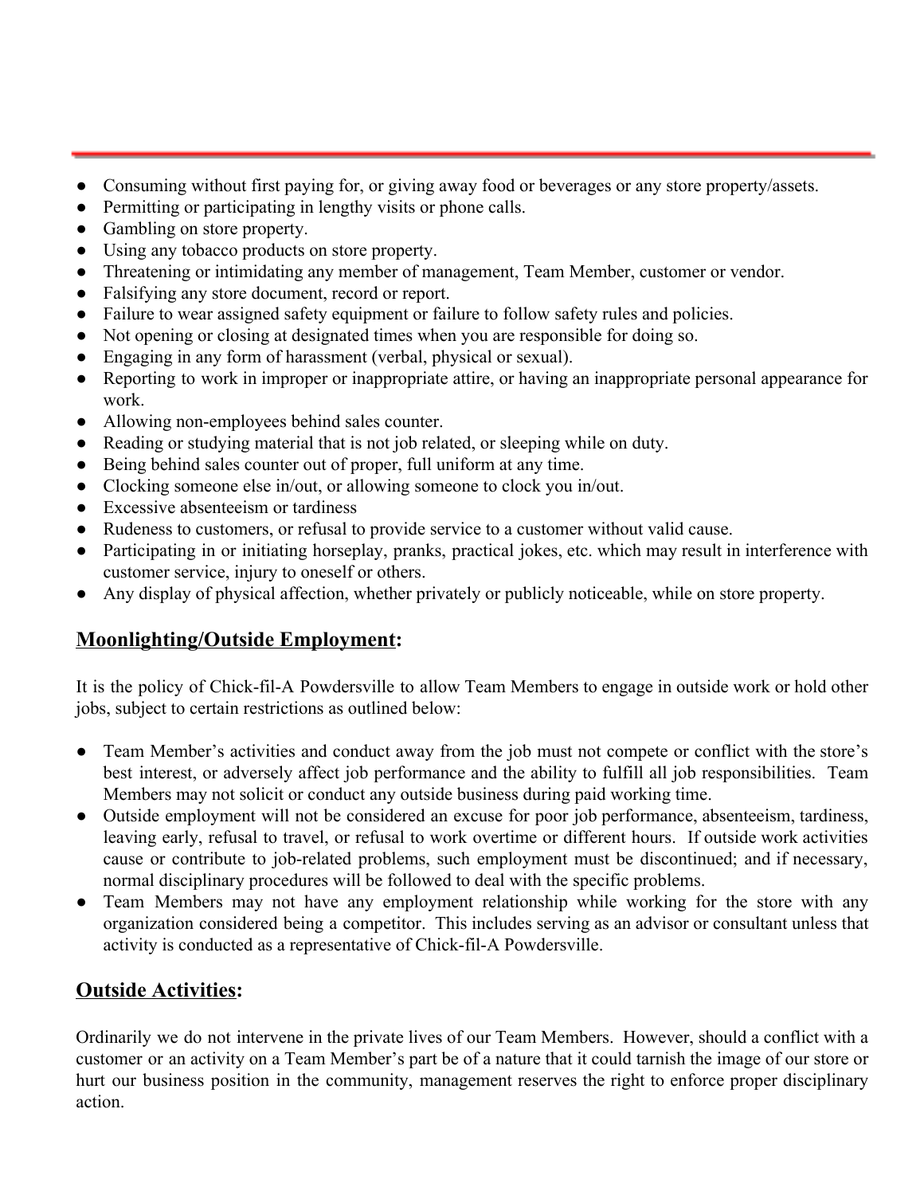- Consuming without first paying for, or giving away food or beverages or any store property/assets.
- Permitting or participating in lengthy visits or phone calls.
- Gambling on store property.
- Using any tobacco products on store property.
- Threatening or intimidating any member of management, Team Member, customer or vendor.
- Falsifying any store document, record or report.
- Failure to wear assigned safety equipment or failure to follow safety rules and policies.
- Not opening or closing at designated times when you are responsible for doing so.
- Engaging in any form of harassment (verbal, physical or sexual).
- Reporting to work in improper or inappropriate attire, or having an inappropriate personal appearance for work.
- Allowing non-employees behind sales counter.
- Reading or studying material that is not job related, or sleeping while on duty.
- Being behind sales counter out of proper, full uniform at any time.
- Clocking someone else in/out, or allowing someone to clock you in/out.
- Excessive absenteeism or tardiness
- Rudeness to customers, or refusal to provide service to a customer without valid cause.
- Participating in or initiating horseplay, pranks, practical jokes, etc. which may result in interference with customer service, injury to oneself or others.
- Any display of physical affection, whether privately or publicly noticeable, while on store property.

## <u>Moonlighting/Outside Employment</u>:

It is the policy of Chick-fil-A Powdersville to allow Team Members to engage in outside work or hold other jobs, subject to certain restrictions as outlined below:

- Team Member's activities and conduct away from the job must not compete or conflict with the store's best interest, or adversely affect job performance and the ability to fulfill all job responsibilities. Team Members may not solicit or conduct any outside business during paid working time.
- Outside employment will not be considered an excuse for poor job performance, absenteeism, tardiness, leaving early, refusal to travel, or refusal to work overtime or different hours. If outside work activities cause or contribute to job-related problems, such employment must be discontinued; and if necessary, normal disciplinary procedures will be followed to deal with the specific problems.
- Team Members may not have any employment relationship while working for the store with any organization considered being a competitor. This includes serving as an advisor or consultant unless that activity is conducted as a representative of Chick-fil-A Powdersville.

## <u>Outside Activities</u>:

Ordinarily we do not intervene in the private lives of our Team Members. However, should a conflict with a customer or an activity on a Team Member's part be of a nature that it could tarnish the image of our store or hurt our business position in the community, management reserves the right to enforce proper disciplinary action.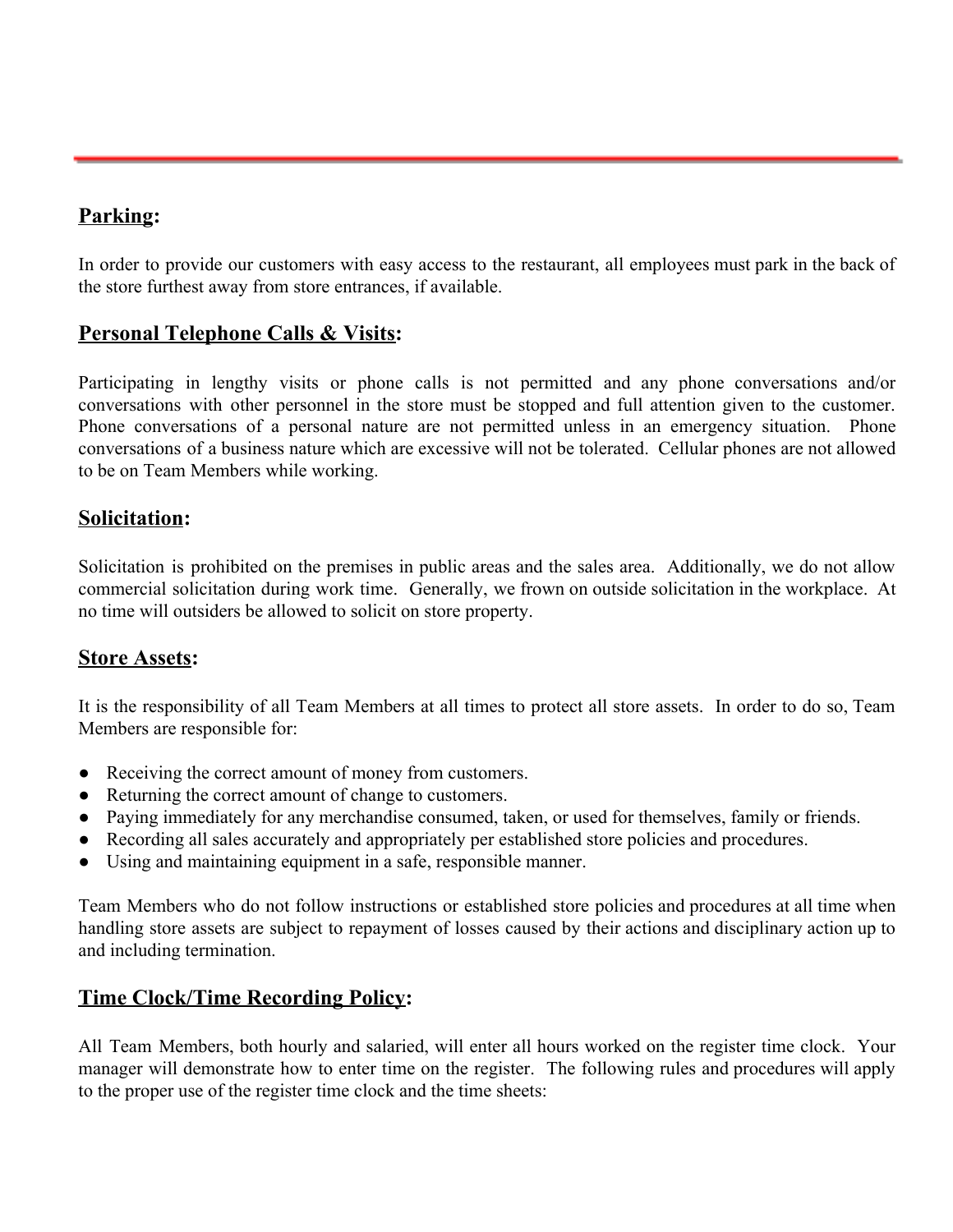## **Parking:**

In order to provide our customers with easy access to the restaurant, all employees must park in the back of the store furthest away from store entrances, if available.

## **Personal Telephone Calls & Visits:**

Participating in lengthy visits or phone calls is not permitted and any phone conversations and/or conversations with other personnel in the store must be stopped and full attention given to the customer. Phone conversations of a personal nature are not permitted unless in an emergency situation. Phone conversations of a business nature which are excessive will not be tolerated. Cellular phones are not allowed to be on Team Members while working.

## **Solicitation:**

Solicitation is prohibited on the premises in public areas and the sales area. Additionally, we do not allow commercial solicitation during work time. Generally, we frown on outside solicitation in the workplace. At no time will outsiders be allowed to solicit on store property.

## **Store Assets:**

It is the responsibility of all Team Members at all times to protect all store assets. In order to do so, Team Members are responsible for:

- Receiving the correct amount of money from customers.
- Returning the correct amount of change to customers.
- Paying immediately for any merchandise consumed, taken, or used for themselves, family or friends.
- Recording all sales accurately and appropriately per established store policies and procedures.
- Using and maintaining equipment in a safe, responsible manner.

Team Members who do not follow instructions or established store policies and procedures at all time when handling store assets are subject to repayment of losses caused by their actions and disciplinary action up to and including termination.

## **Time Clock/Time Recording Policy:**

All Team Members, both hourly and salaried, will enter all hours worked on the register time clock. Your manager will demonstrate how to enter time on the register. The following rules and procedures will apply to the proper use of the register time clock and the time sheets: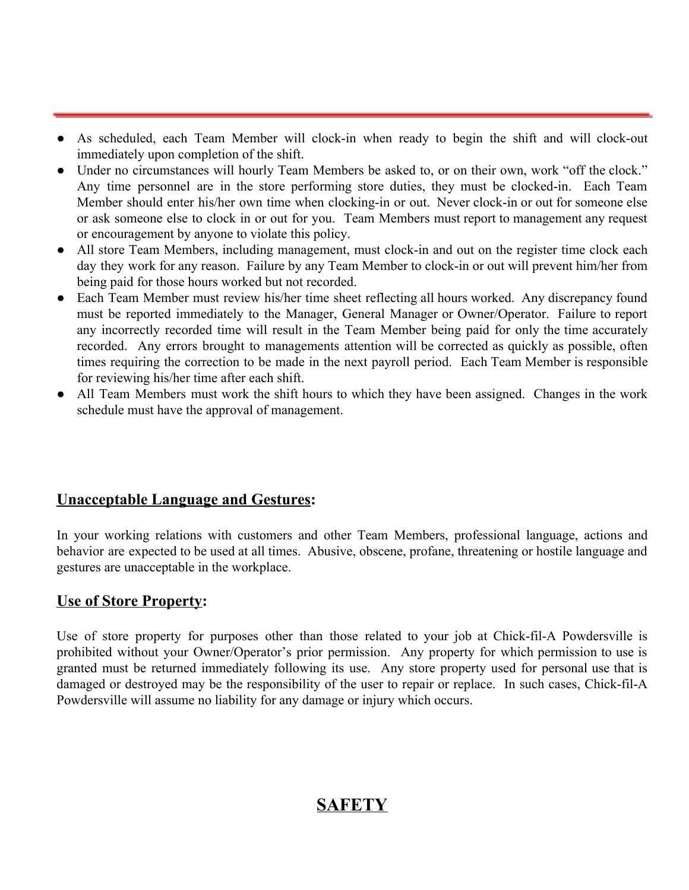- As scheduled, each Team Member will clock-in when ready to begin the shift and will clock-out immediately upon completion of the shift.
- Under no circumstances will hourly Team Members be asked to, or on their own, work "off the clock." Any time personnel are in the store performing store duties, they must be clocked-in. Each Team Member should enter his/her own time when clocking-in or out. Never clock-in or out for someone else or ask someone else to clock in or out for you. Team Members must report to management any request or encouragement by anyone to violate this policy.
- All store Team Members, including management, must clock-in and out on the register time clock each day they work for any reason. Failure by any Team Member to clock-in or out will prevent him/her from being paid for those hours worked but not recorded.
- Each Team Member must review his/her time sheet reflecting all hours worked. Any discrepancy found must be reported immediately to the Manager, General Manager or Owner/Operator. Failure to report any incorrectly recorded time will result in the Team Member being paid for only the time accurately recorded. Any errors brought to managements attention will be corrected as quickly as possible, often times requiring the correction to be made in the next payroll period. Each Team Member is responsible for reviewing his/her time after each shift.
- All Team Members must work the shift hours to which they have been assigned. Changes in the work schedule must have the approval of management.

## <u>Unacceptable Language and Gestures</u>:

In your working relations with customers and other Team Members, professional language, actions and behavior are expected to be used at all times. Abusive, obscene, profane, threatening or hostile language and gestures are unacceptable in the workplace.

## <u>Use of Store Property</u>:

Use of store property for purposes other than those related to your job at Chick-fil-A Powdersville is prohibited without your Owner/Operator's prior permission. Any property for which permission to use is granted must be returned immediately following its use. Any store property used for personal use that is damaged or destroyed may be the responsibility of the user to repair or replace. In such cases, Chick-fil-A Powdersville will assume no liability for any damage or injury which occurs.

# <u>SAFETY</u>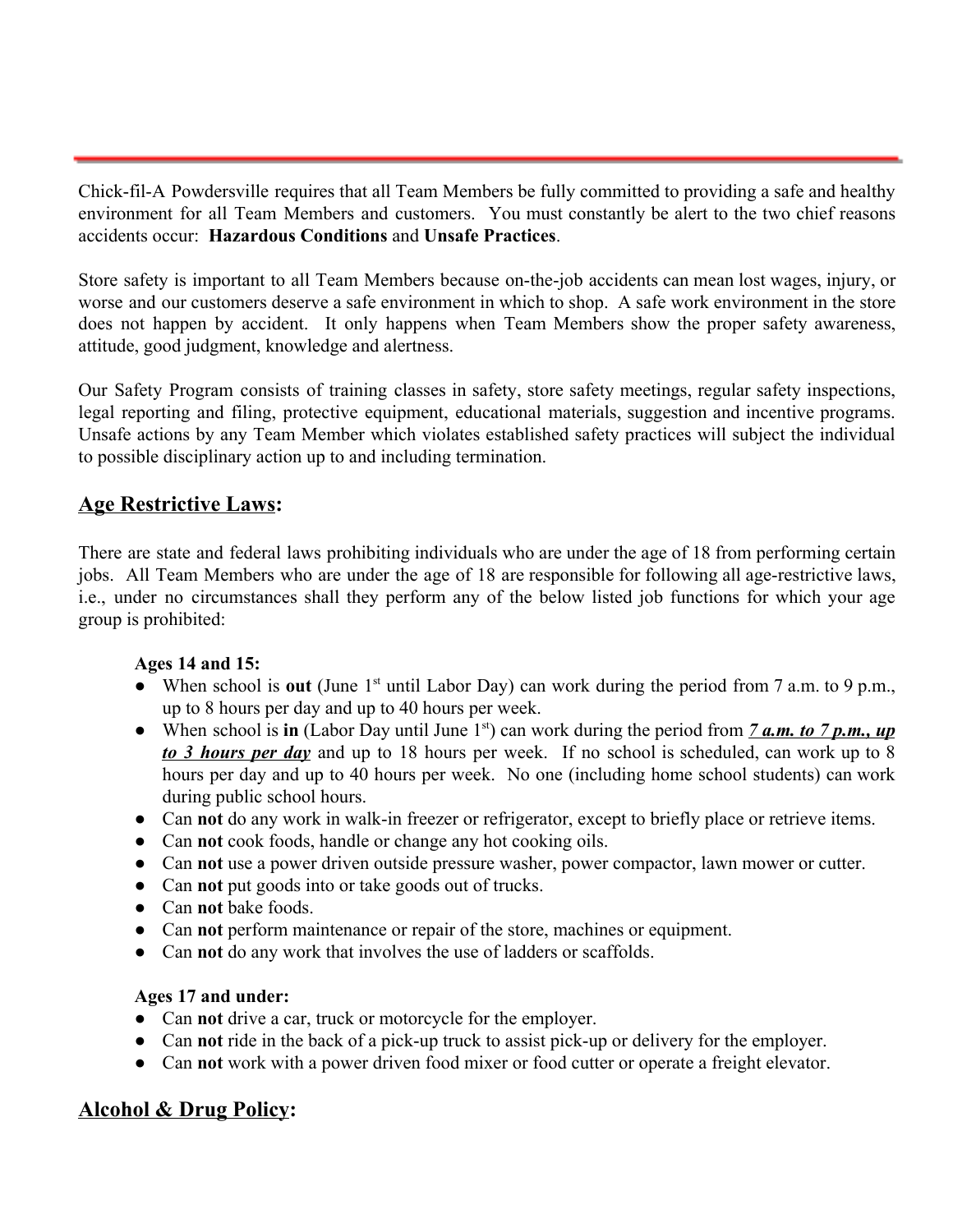Chick-fil-A Powdersville requires that all Team Members be fully committed to providing a safe and healthy environment for all Team Members and customers. You must constantly be alert to the two chief reasons accidents occur: **Hazardous Conditions** and **Unsafe Practices**.

Store safety is important to all Team Members because on-the-job accidents can mean lost wages, injury, or worse and our customers deserve a safe environment in which to shop. A safe work environment in the store does not happen by accident. It only happens when Team Members show the proper safety awareness, attitude, good judgment, knowledge and alertness.

Our Safety Program consists of training classes in safety, store safety meetings, regular safety inspections, legal reporting and filing, protective equipment, educational materials, suggestion and incentive programs. Unsafe actions by any Team Member which violates established safety practices will subject the individual to possible disciplinary action up to and including termination.

## Age Restrictive Laws:

There are state and federal laws prohibiting individuals who are under the age of 18 from performing certain jobs. All Team Members who are under the age of 18 are responsible for following all age-restrictive laws, i.e., under no circumstances shall they perform any of the below listed job functions for which your age group is prohibited:

**Ages 14 and 15:**

- When school is **out** (June 1st until Labor Day) can work during the period from 7 a.m. to 9 p.m., up to 8 hours per day and up to 40 hours per week.
- When school is **in** (Labor Day until June 1st) can work during the period from ***7 a.m. to 7 p.m., up to 3 hours per day*** and up to 18 hours per week. If no school is scheduled, can work up to 8 hours per day and up to 40 hours per week. No one (including home school students) can work during public school hours.
- Can **not** do any work in walk-in freezer or refrigerator, except to briefly place or retrieve items.
- Can **not** cook foods, handle or change any hot cooking oils.
- Can **not** use a power driven outside pressure washer, power compactor, lawn mower or cutter.
- Can **not** put goods into or take goods out of trucks.
- Can **not** bake foods.
- Can **not** perform maintenance or repair of the store, machines or equipment.
- Can **not** do any work that involves the use of ladders or scaffolds.

**Ages 17 and under:**

- Can **not** drive a car, truck or motorcycle for the employer.
- Can **not** ride in the back of a pick-up truck to assist pick-up or delivery for the employer.
- Can **not** work with a power driven food mixer or food cutter or operate a freight elevator.

## Alcohol & Drug Policy: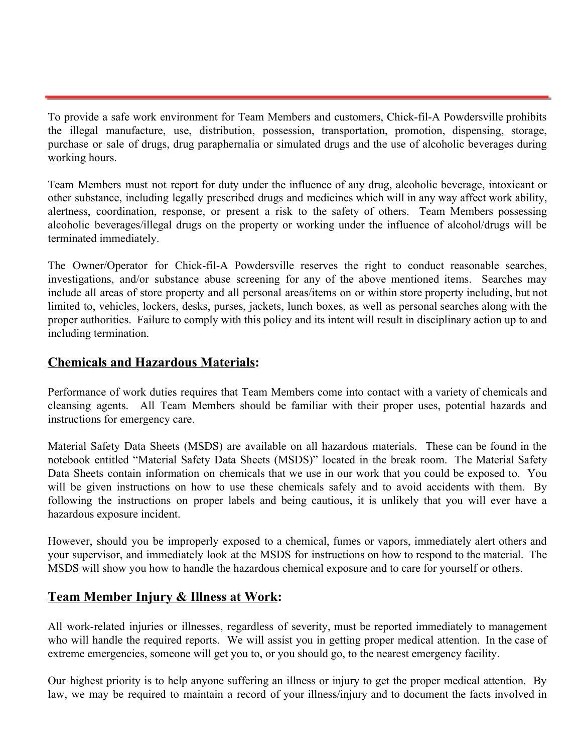To provide a safe work environment for Team Members and customers, Chick-fil-A Powdersville prohibits the illegal manufacture, use, distribution, possession, transportation, promotion, dispensing, storage, purchase or sale of drugs, drug paraphernalia or simulated drugs and the use of alcoholic beverages during working hours.

Team Members must not report for duty under the influence of any drug, alcoholic beverage, intoxicant or other substance, including legally prescribed drugs and medicines which will in any way affect work ability, alertness, coordination, response, or present a risk to the safety of others. Team Members possessing alcoholic beverages/illegal drugs on the property or working under the influence of alcohol/drugs will be terminated immediately.

The Owner/Operator for Chick-fil-A Powdersville reserves the right to conduct reasonable searches, investigations, and/or substance abuse screening for any of the above mentioned items. Searches may include all areas of store property and all personal areas/items on or within store property including, but not limited to, vehicles, lockers, desks, purses, jackets, lunch boxes, as well as personal searches along with the proper authorities. Failure to comply with this policy and its intent will result in disciplinary action up to and including termination.

## Chemicals and Hazardous Materials:

Performance of work duties requires that Team Members come into contact with a variety of chemicals and cleansing agents. All Team Members should be familiar with their proper uses, potential hazards and instructions for emergency care.

Material Safety Data Sheets (MSDS) are available on all hazardous materials. These can be found in the notebook entitled "Material Safety Data Sheets (MSDS)" located in the break room. The Material Safety Data Sheets contain information on chemicals that we use in our work that you could be exposed to. You will be given instructions on how to use these chemicals safely and to avoid accidents with them. By following the instructions on proper labels and being cautious, it is unlikely that you will ever have a hazardous exposure incident.

However, should you be improperly exposed to a chemical, fumes or vapors, immediately alert others and your supervisor, and immediately look at the MSDS for instructions on how to respond to the material. The MSDS will show you how to handle the hazardous chemical exposure and to care for yourself or others.

## Team Member Injury & Illness at Work:

All work-related injuries or illnesses, regardless of severity, must be reported immediately to management who will handle the required reports. We will assist you in getting proper medical attention. In the case of extreme emergencies, someone will get you to, or you should go, to the nearest emergency facility.

Our highest priority is to help anyone suffering an illness or injury to get the proper medical attention. By law, we may be required to maintain a record of your illness/injury and to document the facts involved in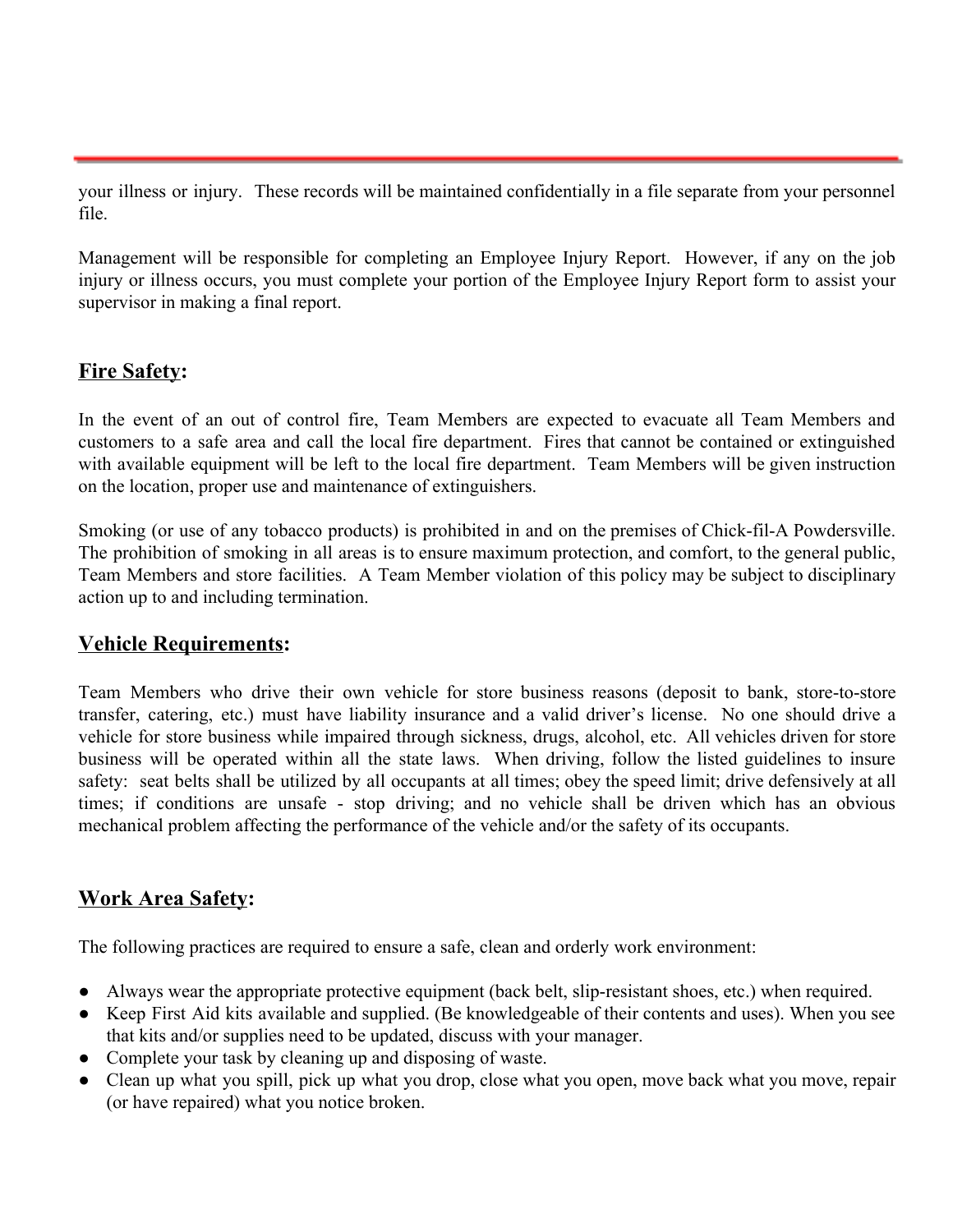your illness or injury. These records will be maintained confidentially in a file separate from your personnel file.

Management will be responsible for completing an Employee Injury Report. However, if any on the job injury or illness occurs, you must complete your portion of the Employee Injury Report form to assist your supervisor in making a final report.

## Fire Safety:

In the event of an out of control fire, Team Members are expected to evacuate all Team Members and customers to a safe area and call the local fire department. Fires that cannot be contained or extinguished with available equipment will be left to the local fire department. Team Members will be given instruction on the location, proper use and maintenance of extinguishers.

Smoking (or use of any tobacco products) is prohibited in and on the premises of Chick-fil-A Powdersville. The prohibition of smoking in all areas is to ensure maximum protection, and comfort, to the general public, Team Members and store facilities. A Team Member violation of this policy may be subject to disciplinary action up to and including termination.

## Vehicle Requirements:

Team Members who drive their own vehicle for store business reasons (deposit to bank, store-to-store transfer, catering, etc.) must have liability insurance and a valid driver's license. No one should drive a vehicle for store business while impaired through sickness, drugs, alcohol, etc. All vehicles driven for store business will be operated within all the state laws. When driving, follow the listed guidelines to insure safety: seat belts shall be utilized by all occupants at all times; obey the speed limit; drive defensively at all times; if conditions are unsafe - stop driving; and no vehicle shall be driven which has an obvious mechanical problem affecting the performance of the vehicle and/or the safety of its occupants.

## Work Area Safety:

The following practices are required to ensure a safe, clean and orderly work environment:

- Always wear the appropriate protective equipment (back belt, slip-resistant shoes, etc.) when required.
- Keep First Aid kits available and supplied. (Be knowledgeable of their contents and uses). When you see that kits and/or supplies need to be updated, discuss with your manager.
- Complete your task by cleaning up and disposing of waste.
- Clean up what you spill, pick up what you drop, close what you open, move back what you move, repair (or have repaired) what you notice broken.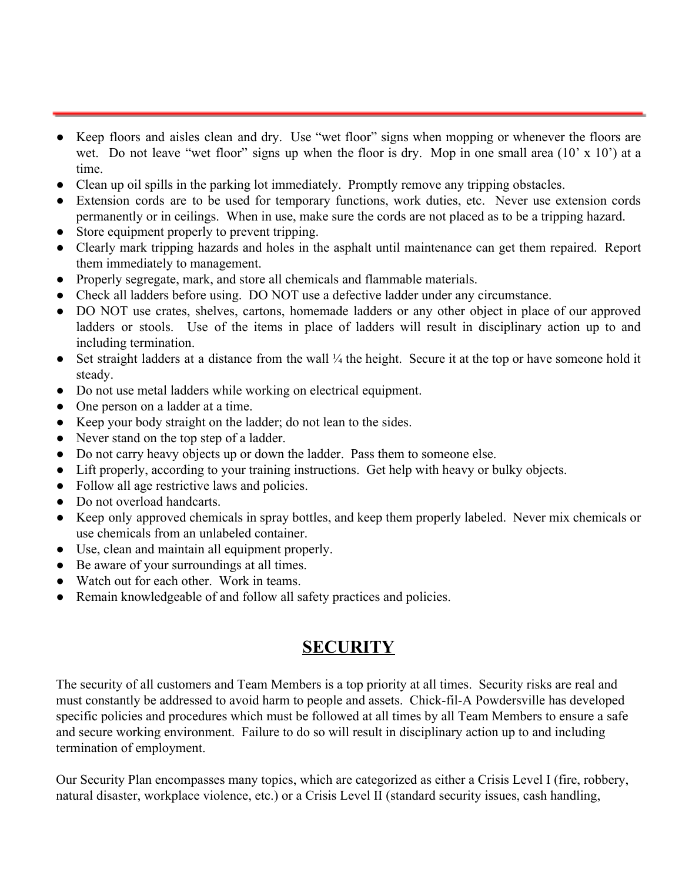- Keep floors and aisles clean and dry. Use "wet floor" signs when mopping or whenever the floors are wet. Do not leave "wet floor" signs up when the floor is dry. Mop in one small area (10' x 10') at a time.
- Clean up oil spills in the parking lot immediately. Promptly remove any tripping obstacles.
- Extension cords are to be used for temporary functions, work duties, etc. Never use extension cords permanently or in ceilings. When in use, make sure the cords are not placed as to be a tripping hazard.
- Store equipment properly to prevent tripping.
- Clearly mark tripping hazards and holes in the asphalt until maintenance can get them repaired. Report them immediately to management.
- Properly segregate, mark, and store all chemicals and flammable materials.
- Check all ladders before using. DO NOT use a defective ladder under any circumstance.
- DO NOT use crates, shelves, cartons, homemade ladders or any other object in place of our approved ladders or stools. Use of the items in place of ladders will result in disciplinary action up to and including termination.
- Set straight ladders at a distance from the wall ¼ the height. Secure it at the top or have someone hold it steady.
- Do not use metal ladders while working on electrical equipment.
- One person on a ladder at a time.
- Keep your body straight on the ladder; do not lean to the sides.
- Never stand on the top step of a ladder.
- Do not carry heavy objects up or down the ladder. Pass them to someone else.
- Lift properly, according to your training instructions. Get help with heavy or bulky objects.
- Follow all age restrictive laws and policies.
- Do not overload handcarts.
- Keep only approved chemicals in spray bottles, and keep them properly labeled. Never mix chemicals or use chemicals from an unlabeled container.
- Use, clean and maintain all equipment properly.
- Be aware of your surroundings at all times.
- Watch out for each other. Work in teams.
- Remain knowledgeable of and follow all safety practices and policies.

## SECURITY

The security of all customers and Team Members is a top priority at all times. Security risks are real and must constantly be addressed to avoid harm to people and assets. Chick-fil-A Powdersville has developed specific policies and procedures which must be followed at all times by all Team Members to ensure a safe and secure working environment. Failure to do so will result in disciplinary action up to and including termination of employment.

Our Security Plan encompasses many topics, which are categorized as either a Crisis Level I (fire, robbery, natural disaster, workplace violence, etc.) or a Crisis Level II (standard security issues, cash handling,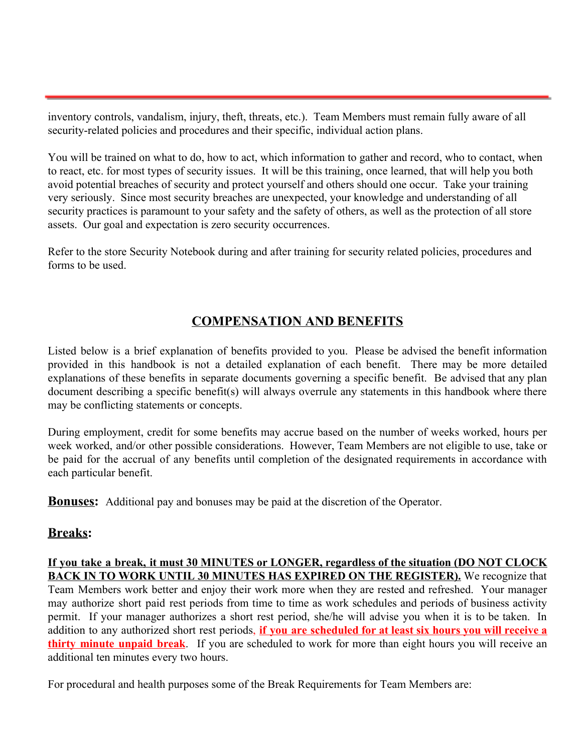inventory controls, vandalism, injury, theft, threats, etc.). Team Members must remain fully aware of all security-related policies and procedures and their specific, individual action plans.

You will be trained on what to do, how to act, which information to gather and record, who to contact, when to react, etc. for most types of security issues. It will be this training, once learned, that will help you both avoid potential breaches of security and protect yourself and others should one occur. Take your training very seriously. Since most security breaches are unexpected, your knowledge and understanding of all security practices is paramount to your safety and the safety of others, as well as the protection of all store assets. Our goal and expectation is zero security occurrences.

Refer to the store Security Notebook during and after training for security related policies, procedures and forms to be used.

## COMPENSATION AND BENEFITS

Listed below is a brief explanation of benefits provided to you. Please be advised the benefit information provided in this handbook is not a detailed explanation of each benefit. There may be more detailed explanations of these benefits in separate documents governing a specific benefit. Be advised that any plan document describing a specific benefit(s) will always overrule any statements in this handbook where there may be conflicting statements or concepts.

During employment, credit for some benefits may accrue based on the number of weeks worked, hours per week worked, and/or other possible considerations. However, Team Members are not eligible to use, take or be paid for the accrual of any benefits until completion of the designated requirements in accordance with each particular benefit.

**Bonuses:** Additional pay and bonuses may be paid at the discretion of the Operator.

### Breaks:

**If you take a break, it must 30 MINUTES or LONGER, regardless of the situation (DO NOT CLOCK BACK IN TO WORK UNTIL 30 MINUTES HAS EXPIRED ON THE REGISTER).** We recognize that Team Members work better and enjoy their work more when they are rested and refreshed. Your manager may authorize short paid rest periods from time to time as work schedules and periods of business activity permit. If your manager authorizes a short rest period, she/he will advise you when it is to be taken. In addition to any authorized short rest periods, **if you are scheduled for at least six hours you will receive a thirty minute unpaid break**. If you are scheduled to work for more than eight hours you will receive an additional ten minutes every two hours.

For procedural and health purposes some of the Break Requirements for Team Members are: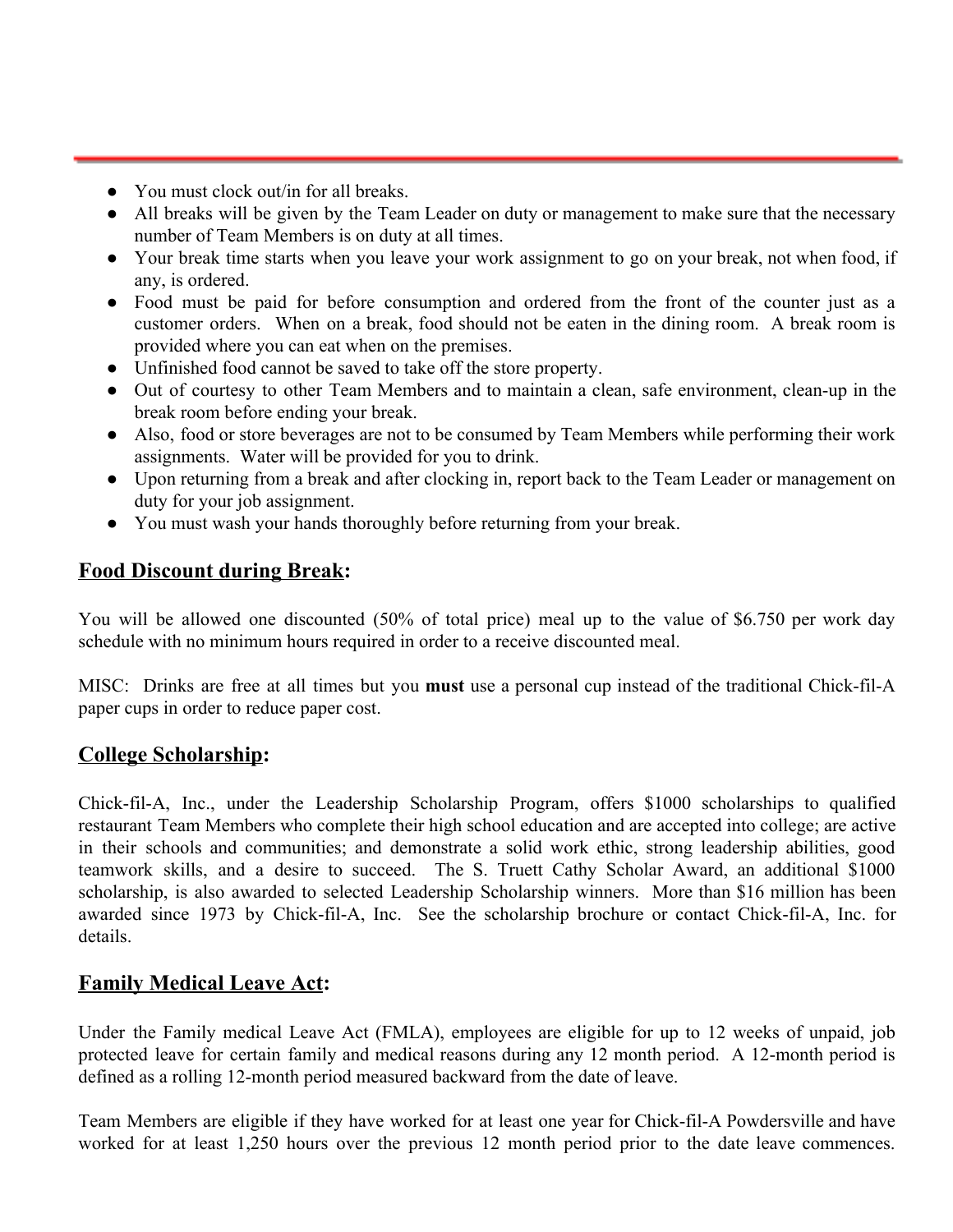- You must clock out/in for all breaks.
- All breaks will be given by the Team Leader on duty or management to make sure that the necessary number of Team Members is on duty at all times.
- Your break time starts when you leave your work assignment to go on your break, not when food, if any, is ordered.
- Food must be paid for before consumption and ordered from the front of the counter just as a customer orders. When on a break, food should not be eaten in the dining room. A break room is provided where you can eat when on the premises.
- Unfinished food cannot be saved to take off the store property.
- Out of courtesy to other Team Members and to maintain a clean, safe environment, clean-up in the break room before ending your break.
- Also, food or store beverages are not to be consumed by Team Members while performing their work assignments. Water will be provided for you to drink.
- Upon returning from a break and after clocking in, report back to the Team Leader or management on duty for your job assignment.
- You must wash your hands thoroughly before returning from your break.

## Food Discount during Break:

You will be allowed one discounted (50% of total price) meal up to the value of $6.750 per work day schedule with no minimum hours required in order to a receive discounted meal.

MISC: Drinks are free at all times but you **must** use a personal cup instead of the traditional Chick-fil-A paper cups in order to reduce paper cost.

## College Scholarship:

Chick-fil-A, Inc., under the Leadership Scholarship Program, offers $1000 scholarships to qualified restaurant Team Members who complete their high school education and are accepted into college; are active in their schools and communities; and demonstrate a solid work ethic, strong leadership abilities, good teamwork skills, and a desire to succeed. The S. Truett Cathy Scholar Award, an additional $1000 scholarship, is also awarded to selected Leadership Scholarship winners. More than $16 million has been awarded since 1973 by Chick-fil-A, Inc. See the scholarship brochure or contact Chick-fil-A, Inc. for details.

## Family Medical Leave Act:

Under the Family medical Leave Act (FMLA), employees are eligible for up to 12 weeks of unpaid, job protected leave for certain family and medical reasons during any 12 month period. A 12-month period is defined as a rolling 12-month period measured backward from the date of leave.

Team Members are eligible if they have worked for at least one year for Chick-fil-A Powdersville and have worked for at least 1,250 hours over the previous 12 month period prior to the date leave commences.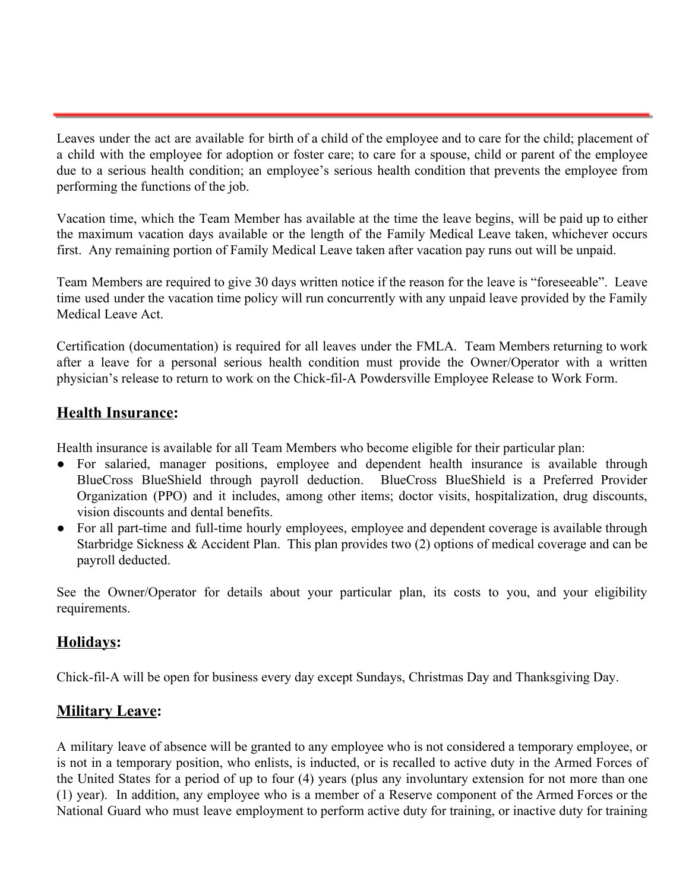Leaves under the act are available for birth of a child of the employee and to care for the child; placement of a child with the employee for adoption or foster care; to care for a spouse, child or parent of the employee due to a serious health condition; an employee's serious health condition that prevents the employee from performing the functions of the job.

Vacation time, which the Team Member has available at the time the leave begins, will be paid up to either the maximum vacation days available or the length of the Family Medical Leave taken, whichever occurs first. Any remaining portion of Family Medical Leave taken after vacation pay runs out will be unpaid.

Team Members are required to give 30 days written notice if the reason for the leave is "foreseeable". Leave time used under the vacation time policy will run concurrently with any unpaid leave provided by the Family Medical Leave Act.

Certification (documentation) is required for all leaves under the FMLA. Team Members returning to work after a leave for a personal serious health condition must provide the Owner/Operator with a written physician's release to return to work on the Chick-fil-A Powdersville Employee Release to Work Form.

## Health Insurance:

Health insurance is available for all Team Members who become eligible for their particular plan:

- For salaried, manager positions, employee and dependent health insurance is available through BlueCross BlueShield through payroll deduction. BlueCross BlueShield is a Preferred Provider Organization (PPO) and it includes, among other items; doctor visits, hospitalization, drug discounts, vision discounts and dental benefits.
- For all part-time and full-time hourly employees, employee and dependent coverage is available through Starbridge Sickness & Accident Plan. This plan provides two (2) options of medical coverage and can be payroll deducted.

See the Owner/Operator for details about your particular plan, its costs to you, and your eligibility requirements.

## Holidays:

Chick-fil-A will be open for business every day except Sundays, Christmas Day and Thanksgiving Day.

## Military Leave:

A military leave of absence will be granted to any employee who is not considered a temporary employee, or is not in a temporary position, who enlists, is inducted, or is recalled to active duty in the Armed Forces of the United States for a period of up to four (4) years (plus any involuntary extension for not more than one (1) year). In addition, any employee who is a member of a Reserve component of the Armed Forces or the National Guard who must leave employment to perform active duty for training, or inactive duty for training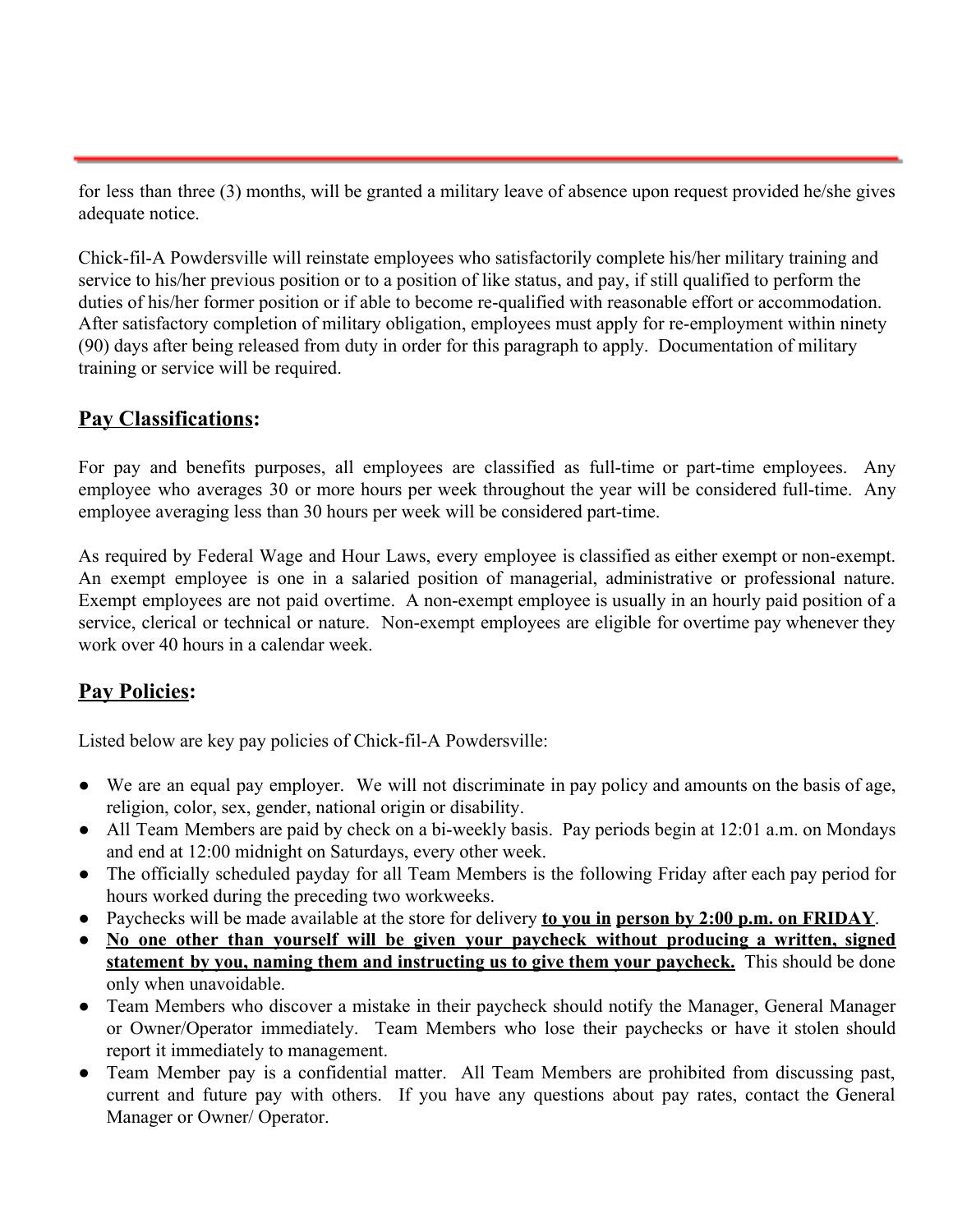for less than three (3) months, will be granted a military leave of absence upon request provided he/she gives adequate notice.

Chick-fil-A Powdersville will reinstate employees who satisfactorily complete his/her military training and service to his/her previous position or to a position of like status, and pay, if still qualified to perform the duties of his/her former position or if able to become re-qualified with reasonable effort or accommodation. After satisfactory completion of military obligation, employees must apply for re-employment within ninety (90) days after being released from duty in order for this paragraph to apply. Documentation of military training or service will be required.

## <u>Pay Classifications</u>:

For pay and benefits purposes, all employees are classified as full-time or part-time employees. Any employee who averages 30 or more hours per week throughout the year will be considered full-time. Any employee averaging less than 30 hours per week will be considered part-time.

As required by Federal Wage and Hour Laws, every employee is classified as either exempt or non-exempt. An exempt employee is one in a salaried position of managerial, administrative or professional nature. Exempt employees are not paid overtime. A non-exempt employee is usually in an hourly paid position of a service, clerical or technical or nature. Non-exempt employees are eligible for overtime pay whenever they work over 40 hours in a calendar week.

## <u>Pay Policies</u>:

Listed below are key pay policies of Chick-fil-A Powdersville:

- We are an equal pay employer. We will not discriminate in pay policy and amounts on the basis of age, religion, color, sex, gender, national origin or disability.
- All Team Members are paid by check on a bi-weekly basis. Pay periods begin at 12:01 a.m. on Mondays and end at 12:00 midnight on Saturdays, every other week.
- The officially scheduled payday for all Team Members is the following Friday after each pay period for hours worked during the preceding two workweeks.
- Paychecks will be made available at the store for delivery **<u>to you in</u> <u>person by 2:00 p.m. on FRIDAY</u>**.
- **<u>No one other than yourself will be given your paycheck without producing a written, signed statement by you, naming them and instructing us to give them your paycheck.</u>** This should be done only when unavoidable.
- Team Members who discover a mistake in their paycheck should notify the Manager, General Manager or Owner/Operator immediately. Team Members who lose their paychecks or have it stolen should report it immediately to management.
- Team Member pay is a confidential matter. All Team Members are prohibited from discussing past, current and future pay with others. If you have any questions about pay rates, contact the General Manager or Owner/ Operator.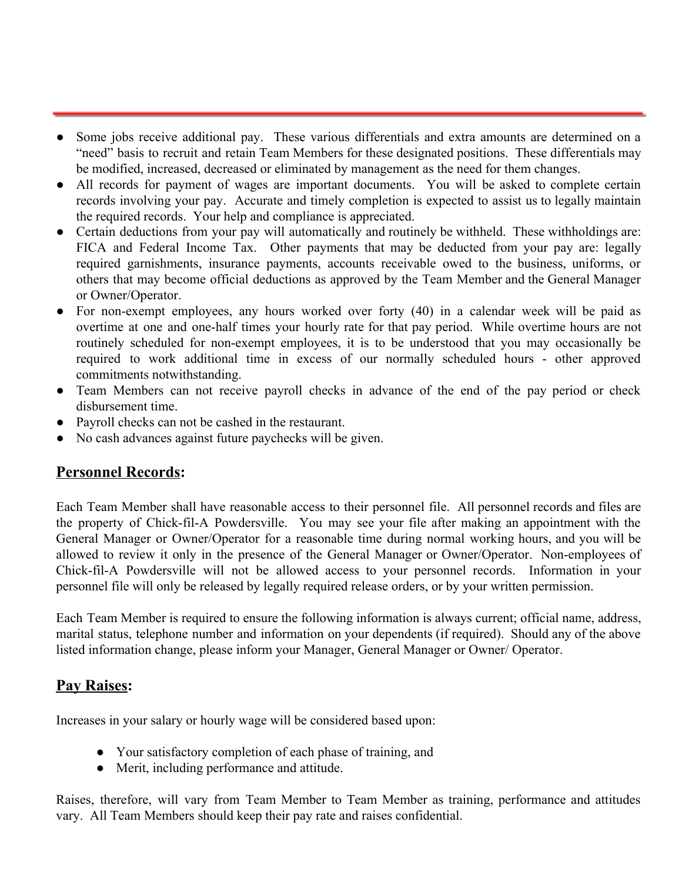- Some jobs receive additional pay. These various differentials and extra amounts are determined on a "need" basis to recruit and retain Team Members for these designated positions. These differentials may be modified, increased, decreased or eliminated by management as the need for them changes.
- All records for payment of wages are important documents. You will be asked to complete certain records involving your pay. Accurate and timely completion is expected to assist us to legally maintain the required records. Your help and compliance is appreciated.
- Certain deductions from your pay will automatically and routinely be withheld. These withholdings are: FICA and Federal Income Tax. Other payments that may be deducted from your pay are: legally required garnishments, insurance payments, accounts receivable owed to the business, uniforms, or others that may become official deductions as approved by the Team Member and the General Manager or Owner/Operator.
- For non-exempt employees, any hours worked over forty (40) in a calendar week will be paid as overtime at one and one-half times your hourly rate for that pay period. While overtime hours are not routinely scheduled for non-exempt employees, it is to be understood that you may occasionally be required to work additional time in excess of our normally scheduled hours - other approved commitments notwithstanding.
- Team Members can not receive payroll checks in advance of the end of the pay period or check disbursement time.
- Payroll checks can not be cashed in the restaurant.
- No cash advances against future paychecks will be given.

## **<u>Personnel Records</u>:**

Each Team Member shall have reasonable access to their personnel file. All personnel records and files are the property of Chick-fil-A Powdersville. You may see your file after making an appointment with the General Manager or Owner/Operator for a reasonable time during normal working hours, and you will be allowed to review it only in the presence of the General Manager or Owner/Operator. Non-employees of Chick-fil-A Powdersville will not be allowed access to your personnel records. Information in your personnel file will only be released by legally required release orders, or by your written permission.

Each Team Member is required to ensure the following information is always current; official name, address, marital status, telephone number and information on your dependents (if required). Should any of the above listed information change, please inform your Manager, General Manager or Owner/ Operator.

## **<u>Pay Raises</u>:**

Increases in your salary or hourly wage will be considered based upon:

- Your satisfactory completion of each phase of training, and
- Merit, including performance and attitude.

Raises, therefore, will vary from Team Member to Team Member as training, performance and attitudes vary. All Team Members should keep their pay rate and raises confidential.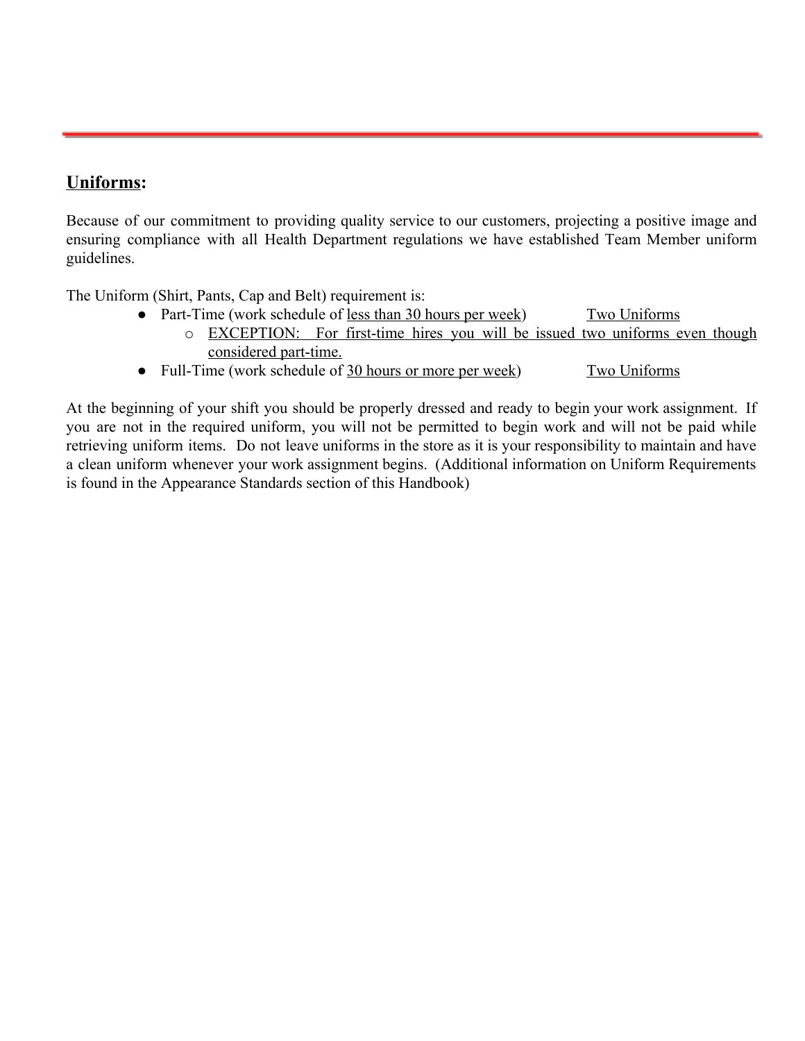## <u>Uniforms</u>:

Because of our commitment to providing quality service to our customers, projecting a positive image and ensuring compliance with all Health Department regulations we have established Team Member uniform guidelines.

The Uniform (Shirt, Pants, Cap and Belt) requirement is:

- Part-Time (work schedule of <u>less than 30 hours per week</u>) <u>Two Uniforms</u>
  - <u>EXCEPTION: For first-time hires you will be issued two uniforms even though considered part-time.</u>
- Full-Time (work schedule of <u>30 hours or more per week</u>) <u>Two Uniforms</u>

At the beginning of your shift you should be properly dressed and ready to begin your work assignment. If you are not in the required uniform, you will not be permitted to begin work and will not be paid while retrieving uniform items. Do not leave uniforms in the store as it is your responsibility to maintain and have a clean uniform whenever your work assignment begins. (Additional information on Uniform Requirements is found in the Appearance Standards section of this Handbook)